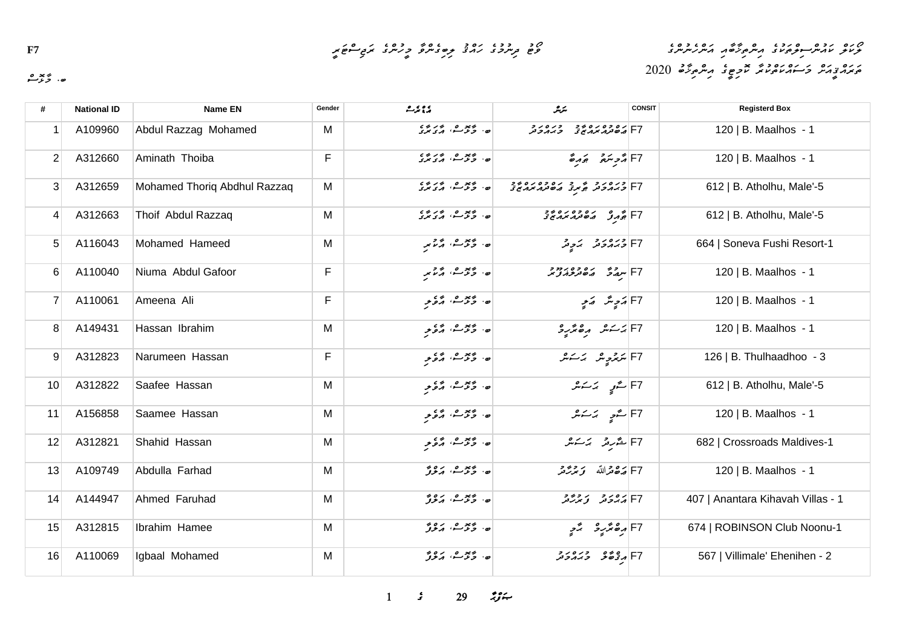# ޕާލަމެންޓް ކަމަށް ކުރިމަތިލާ ފަރާތްތަކުގެ މަސްރޫޢު ޓެކްސް ގެ ހުށަހެޅުމަށް ބައިގަނޑުފަރަ ވަސީލަތުތަކު 2020 F7

ބ. މާޅޮސް

| # | National ID | Name EN | Gender | ޖިންސް | ނަން | CONSIT | Registerd Box |
|---|---|---|---|---|---|---|---|
| 1 | A109960 | Abdul Razzag Mohamed | M | ބ. މާޅޮސް، އާމާރާ | އަބްދުއްރައްޒާގު މުޙައްމަދު | F7 | 120 \| B. Maalhos - 1 |
| 2 | A312660 | Aminath Thoiba | F | ބ. މާޅޮސް، އާމާރާ | އާމިނަތު ޠައިބާ | F7 | 120 \| B. Maalhos - 1 |
| 3 | A312659 | Mohamed Thoriq Abdhul Razzaq | M | ބ. މާޅޮސް، އާމާރާ | މުޙައްމަދު ޠާރިޤު އަބްދުއްރައްޒާގު | F7 | 612 \| B. Atholhu, Male'-5 |
| 4 | A312663 | Thoif Abdul Razzaq | M | ބ. މާޅޮސް، އާމާރާ | ޠާއިފު އަބްދުއްރައްޒާގު | F7 | 612 \| B. Atholhu, Male'-5 |
| 5 | A116043 | Mohamed Hameed | M | ބ. މާޅޮސް، އާގަސް | މުޙައްމަދު ހަމީދު | F7 | 664 \| Soneva Fushi Resort-1 |
| 6 | A110040 | Niuma Abdul Gafoor | F | ބ. މާޅޮސް، އާގަސް | ނިޢުމާ އަބްދުލްޣަފޫރު | F7 | 120 \| B. Maalhos - 1 |
| 7 | A110061 | Ameena Ali | F | ބ. މާޅޮސް، އާލާވި | އަމީނާ އަލި | F7 | 120 \| B. Maalhos - 1 |
| 8 | A149431 | Hassan Ibrahim | M | ބ. މާޅޮސް، އާލާވި | ޙަސަން އިބްރާހީމް | F7 | 120 \| B. Maalhos - 1 |
| 9 | A312823 | Narumeen Hassan | F | ބ. މާޅޮސް، އާލާވި | ނަރުމީން ޙަސަން | F7 | 126 \| B. Thulhaadhoo - 3 |
| 10 | A312822 | Saafee Hassan | M | ބ. މާޅޮސް، އާލާވި | ޝާފީ ޙަސަން | F7 | 612 \| B. Atholhu, Male'-5 |
| 11 | A156858 | Saamee Hassan | M | ބ. މާޅޮސް، އާލާވި | ސާމީ ޙަސަން | F7 | 120 \| B. Maalhos - 1 |
| 12 | A312821 | Shahid Hassan | M | ބ. މާޅޮސް، އާލާވި | ޝާހިދު ޙަސަން | F7 | 682 \| Crossroads Maldives-1 |
| 13 | A109749 | Abdulla Farhad | M | ބ. މާޅޮސް، އަލިވާ | އަބްދުﷲ ފަރުހާދު | F7 | 120 \| B. Maalhos - 1 |
| 14 | A144947 | Ahmed Faruhad | M | ބ. މާޅޮސް، އަލިވާ | އަޙްމަދު ފަރުހާދު | F7 | 407 \| Anantara Kihavah Villas - 1 |
| 15 | A312815 | Ibrahim Hamee | M | ބ. މާޅޮސް، އަލިވާ | އިބްރާހީމް ހާމީ | F7 | 674 \| ROBINSON Club Noonu-1 |
| 16 | A110069 | Igbaal Mohamed | M | ބ. މާޅޮސް، އަލިވާ | އިގްބާލް މުޙައްމަދު | F7 | 567 \| Villimale' Ehenihen - 2 |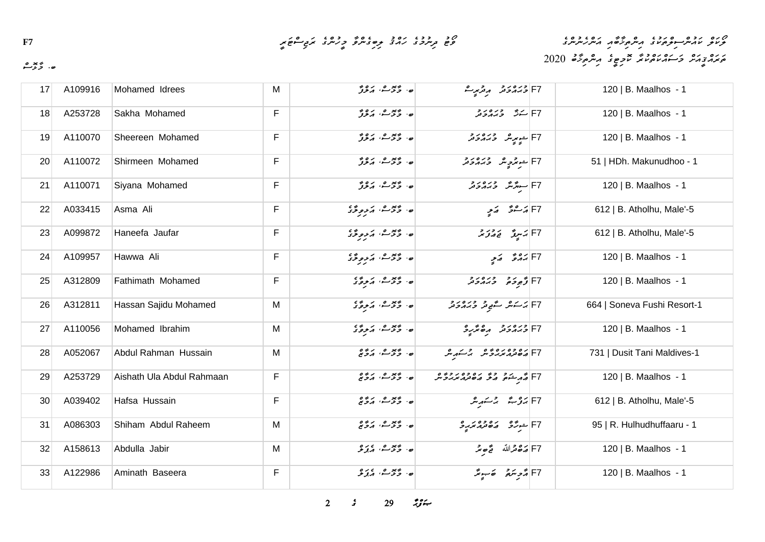| 17 | A109916 | Mohamed Idrees | M | ބ. މާޅޮސް، އަލިވާ | F7 މުހައްމަދު އިދުރީސް | 120 \| B. Maalhos - 1 |
|---|---|---|---|---|---|---|
| 18 | A253728 | Sakha Mohamed | F | ބ. މާޅޮސް، އަލިވާ | F7 ސަޚާ މުހައްމަދު | 120 \| B. Maalhos - 1 |
| 19 | A110070 | Sheereen Mohamed | F | ބ. މާޅޮސް، އަލިވާ | F7 ޝީރީން މުހައްމަދު | 120 \| B. Maalhos - 1 |
| 20 | A110072 | Shirmeen Mohamed | F | ބ. މާޅޮސް، އަލިވާ | F7 ޝިރްމީން މުހައްމަދު | 51 \| HDh. Makunudhoo - 1 |
| 21 | A110071 | Siyana Mohamed | F | ބ. މާޅޮސް، އަލިވާ | F7 ސިޔާނާ މުހައްމަދު | 120 \| B. Maalhos - 1 |
| 22 | A033415 | Asma Ali | F | ބ. މާޅޮސް، އަލިމިލާގެ | F7 އަސްމާ އަލި | 612 \| B. Atholhu, Male'-5 |
| 23 | A099872 | Haneefa Jaufar | F | ބ. މާޅޮސް، އަލިމިލާގެ | F7 ހަނީފާ ޖައުފަރު | 612 \| B. Atholhu, Male'-5 |
| 24 | A109957 | Hawwa Ali | F | ބ. މާޅޮސް، އަލިމިލާގެ | F7 ހައްވާ އަލި | 120 \| B. Maalhos - 1 |
| 25 | A312809 | Fathimath Mohamed | F | ބ. މާޅޮސް، އަލިވާގެ | F7 ފާތިމަތު މުހައްމަދު | 120 \| B. Maalhos - 1 |
| 26 | A312811 | Hassan Sajidu Mohamed | M | ބ. މާޅޮސް، އަލިވާގެ | F7 ހަސަން ސާޖިދު މުހައްމަދު | 664 \| Soneva Fushi Resort-1 |
| 27 | A110056 | Mohamed Ibrahim | M | ބ. މާޅޮސް، އަލިވާގެ | F7 މުހައްމަދު އިބްރާހީމް | 120 \| B. Maalhos - 1 |
| 28 | A052067 | Abdul Rahman Hussain | M | ބ. މާޅޮސް، އަމާޒް | F7 އަބްދުއްރަޙްމާން ހުސައިން | 731 \| Dusit Tani Maldives-1 |
| 29 | A253729 | Aishath Ula Abdul Rahmaan | F | ބ. މާޅޮސް، އަމާޒް | F7 އާއިޝަތު އުލާ އަބްދުއްރަޙްމާން | 120 \| B. Maalhos - 1 |
| 30 | A039402 | Hafsa Hussain | F | ބ. މާޅޮސް، އަމާޒް | F7 ހަފްޞާ ހުސައިން | 612 \| B. Atholhu, Male'-5 |
| 31 | A086303 | Shiham Abdul Raheem | M | ބ. މާޅޮސް، އަމާޒް | F7 ޝިހާމް އަބްދުއްރަޙީމް | 95 \| R. Hulhudhuffaaru - 1 |
| 32 | A158613 | Abdulla Jabir | M | ބ. މާޅޮސް، އަޔަދު | F7 އަބްދުﷲ ޖާބިރު | 120 \| B. Maalhos - 1 |
| 33 | A122986 | Aminath Baseera | F | ބ. މާޅޮސް، އަޔަދު | F7 އާމިނަތު ބަސީރާ | 120 \| B. Maalhos - 1 |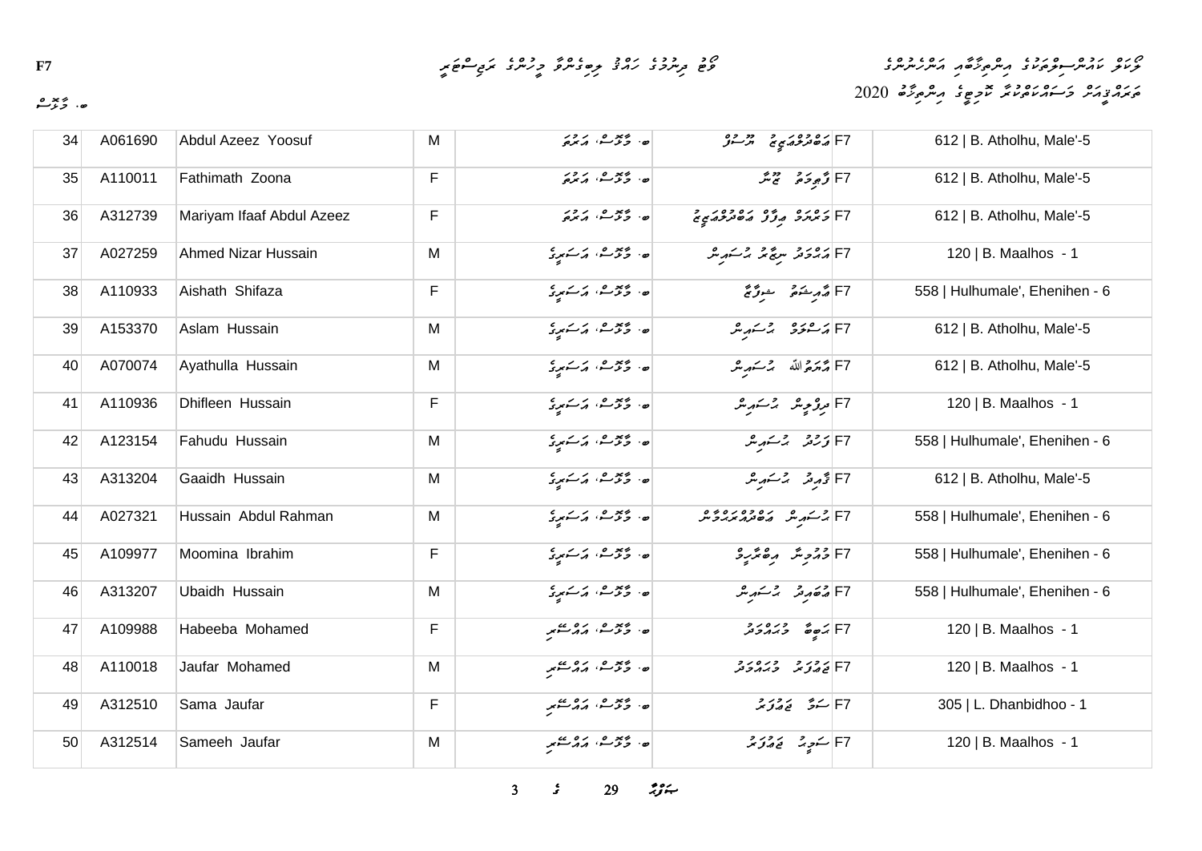| 34 | A061690 | Abdul Azeez Yoosuf | M | ޅ. މާޅޮސް، އަރުތަ | F7 އަބްދުލްޢަޒީޒު ޔޫސުފު | 612 \| B. Atholhu, Male'-5 |
|---|---|---|---|---|---|---|
| 35 | A110011 | Fathimath Zoona | F | ޅ. މާޅޮސް، އަރުތަ | F7 ފާތިމަތު ޒޫނާ | 612 \| B. Atholhu, Male'-5 |
| 36 | A312739 | Mariyam Ifaaf Abdul Azeez | F | ޅ. މާޅޮސް، އަރުތަ | F7 މަރިޔަމް އިފާފް އަބްދުލްޢަޒީޒު | 612 \| B. Atholhu, Male'-5 |
| 37 | A027259 | Ahmed Nizar Hussain | M | ޅ. މާޅޮސް، އަސަރީގެ | F7 އަހުމަދު ނިޒާރު ހުސައިން | 120 \| B. Maalhos - 1 |
| 38 | A110933 | Aishath Shifaza | F | ޅ. މާޅޮސް، އަސަރީގެ | F7 އާއިޝަތު ޝިފާޒާ | 558 \| Hulhumale', Ehenihen - 6 |
| 39 | A153370 | Aslam Hussain | M | ޅ. މާޅޮސް، އަސަރީގެ | F7 އަސްލަމް ހުސައިން | 612 \| B. Atholhu, Male'-5 |
| 40 | A070074 | Ayathulla Hussain | M | ޅ. މާޅޮސް، އަސަރީގެ | F7 އާޔަތުﷲ ހުސައިން | 612 \| B. Atholhu, Male'-5 |
| 41 | A110936 | Dhifleen Hussain | F | ޅ. މާޅޮސް، އަސަރީގެ | F7 ދިފްލީން ހުސައިން | 120 \| B. Maalhos - 1 |
| 42 | A123154 | Fahudu Hussain | M | ޅ. މާޅޮސް، އަސަރީގެ | F7 ފަހުދު ހުސައިން | 558 \| Hulhumale', Ehenihen - 6 |
| 43 | A313204 | Gaaidh Hussain | M | ޅ. މާޅޮސް، އަސަރީގެ | F7 ޣާއިދު ހުސައިން | 612 \| B. Atholhu, Male'-5 |
| 44 | A027321 | Hussain Abdul Rahman | M | ޅ. މާޅޮސް، އަސަރީގެ | F7 ހުސައިން އަބްދުއްރަޙްމާން | 558 \| Hulhumale', Ehenihen - 6 |
| 45 | A109977 | Moomina Ibrahim | F | ޅ. މާޅޮސް، އަސަރީގެ | F7 މޫމިނާ އިބްރާހީމް | 558 \| Hulhumale', Ehenihen - 6 |
| 46 | A313207 | Ubaidh Hussain | M | ޅ. މާޅޮސް، އަސަރީގެ | F7 އުބައިދު ހުސައިން | 558 \| Hulhumale', Ehenihen - 6 |
| 47 | A109988 | Habeeba Mohamed | F | ޅ. މާޅޮސް، އައްސޭރި | F7 ހަބީބާ މުހައްމަދު | 120 \| B. Maalhos - 1 |
| 48 | A110018 | Jaufar Mohamed | M | ޅ. މާޅޮސް، އައްސޭރި | F7 ޖައުފަރު މުހައްމަދު | 120 \| B. Maalhos - 1 |
| 49 | A312510 | Sama Jaufar | F | ޅ. މާޅޮސް، އައްސޭރި | F7 ސަމާ ޖައުފަރު | 305 \| L. Dhanbidhoo - 1 |
| 50 | A312514 | Sameeh Jaufar | M | ޅ. މާޅޮސް، އައްސޭރި | F7 ސަމީހު ޖައުފަރު | 120 \| B. Maalhos - 1 |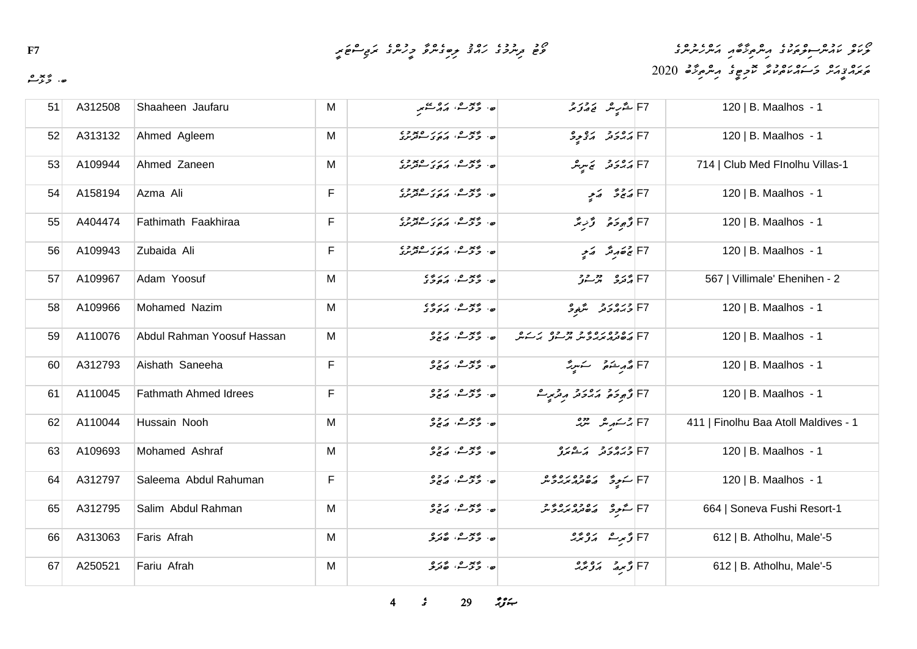| 51 | A312508 | Shaaheen Jaufaru | M | ޅ. މާޅޮސް، އައުސޮނީ | ޝާހީން ޖައުފަރު F7 | 120 \| B. Maalhos - 1 |
|---|---|---|---|---|---|---|
| 52 | A313132 | Ahmed Agleem | M | ޅ. މާޅޮސް، އަލަމަސްތާނގެ | އަޙްމަދު އަގްލީމް F7 | 120 \| B. Maalhos - 1 |
| 53 | A109944 | Ahmed Zaneen | M | ޅ. މާޅޮސް، އަލަމަސްތާނގެ | އަޙްމަދު ޒަނީން F7 | 714 \| Club Med FInolhu Villas-1 |
| 54 | A158194 | Azma Ali | F | ޅ. މާޅޮސް، އަލަމަސްތާނގެ | އަޒްމާ އަލި F7 | 120 \| B. Maalhos - 1 |
| 55 | A404474 | Fathimath Faakhiraa | F | ޅ. މާޅޮސް، އަލަމަސްތާނގެ | ފާތިމަތު ފާހިރާ F7 | 120 \| B. Maalhos - 1 |
| 56 | A109943 | Zubaida Ali | F | ޅ. މާޅޮސް، އަލަމަސްތާނގެ | ޒުބައިދާ އަލި F7 | 120 \| B. Maalhos - 1 |
| 57 | A109967 | Adam Yoosuf | M | ޅ. މާޅޮސް، އަލަމާގެ | އާދަމް ޔޫސުފް F7 | 567 \| Villimale' Ehenihen - 2 |
| 58 | A109966 | Mohamed Nazim | M | ޅ. މާޅޮސް، އަލަމާގެ | މުޙައްމަދު ނާޒިމް F7 | 120 \| B. Maalhos - 1 |
| 59 | A110076 | Abdul Rahman Yoosuf Hassan | M | ޅ. މާޅޮސް، އަޒުމް | އަބްދުއްރަޙްމާން ޔޫސުފް ޙަސަން F7 | 120 \| B. Maalhos - 1 |
| 60 | A312793 | Aishath Saneeha | F | ޅ. މާޅޮސް، އަޒުމް | އާއިޝަތު ސަނީހާ F7 | 120 \| B. Maalhos - 1 |
| 61 | A110045 | Fathmath Ahmed Idrees | F | ޅ. މާޅޮސް، އަޒުމް | ފާތިމަތު އަޙްމަދު އިދްރީސް F7 | 120 \| B. Maalhos - 1 |
| 62 | A110044 | Hussain Nooh | M | ޅ. މާޅޮސް، އަޒުމް | ޙުސައިން ނޫޙް F7 | 411 \| Finolhu Baa Atoll Maldives - 1 |
| 63 | A109693 | Mohamed Ashraf | M | ޅ. މާޅޮސް، އަޒުމް | މުޙައްމަދު އަޝްރަފް F7 | 120 \| B. Maalhos - 1 |
| 64 | A312797 | Saleema Abdul Rahuman | F | ޅ. މާޅޮސް، އަޒުމް | ސަލީމާ އަބްދުއްރަޙްމާން F7 | 120 \| B. Maalhos - 1 |
| 65 | A312795 | Salim Abdul Rahman | M | ޅ. މާޅޮސް، އަޒުމް | ސާލިމް އަބްދުއްރަޙްމާން F7 | 664 \| Soneva Fushi Resort-1 |
| 66 | A313063 | Faris Afrah | M | ޅ. މާޅޮސް، ބަހަރު | ފާރިސް އަފްރާހް F7 | 612 \| B. Atholhu, Male'-5 |
| 67 | A250521 | Fariu Afrah | M | ޅ. މާޅޮސް، ބަހަރު | ފާރިޢު އަފްރާހް F7 | 612 \| B. Atholhu, Male'-5 |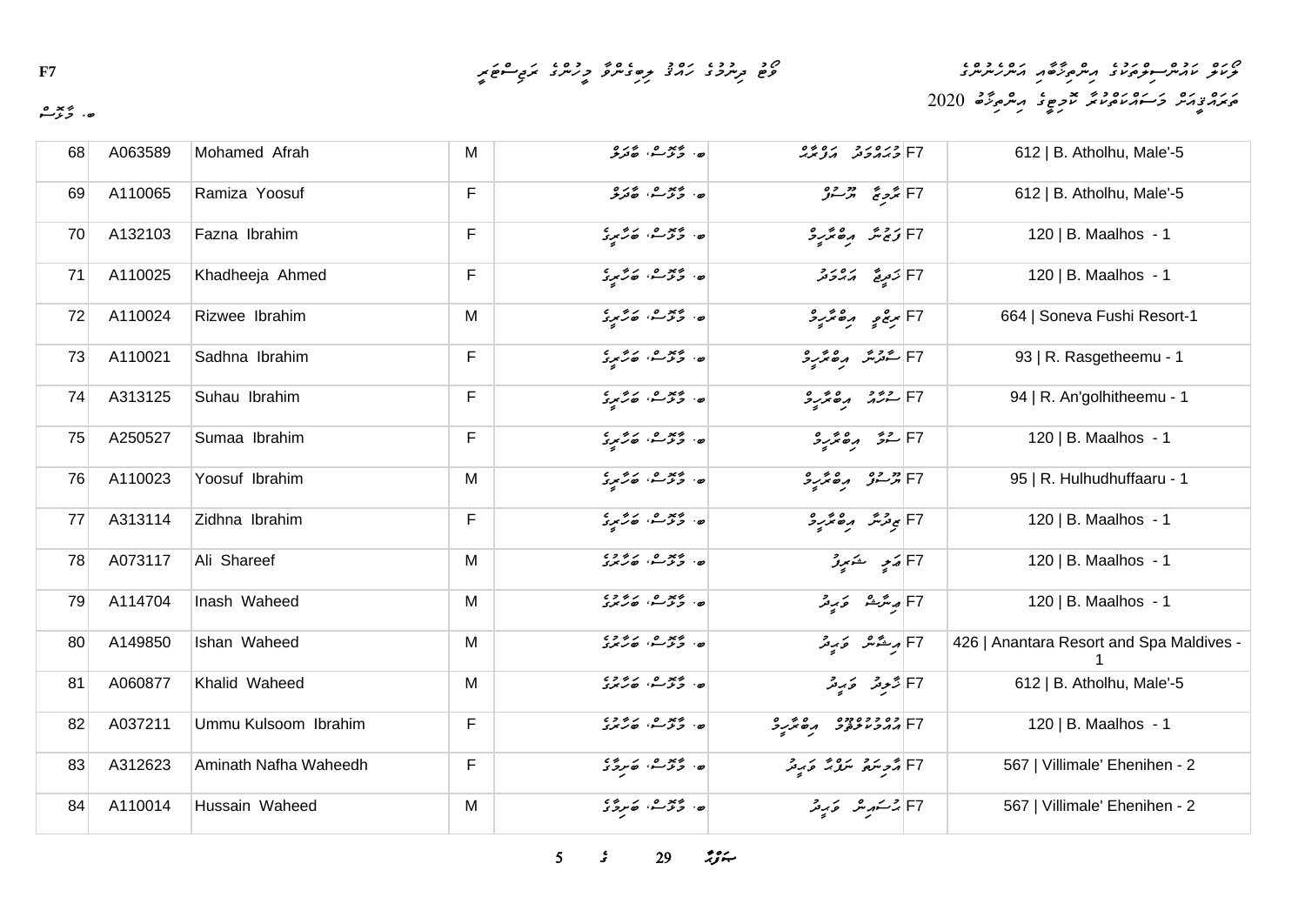| 68 | A063589 | Mohamed Afrah | M | ھ. މާޅޮސް، ބޯދަވު | F7 މުހައްމަދު އަފްރާހް | 612 \| B. Atholhu, Male'-5 |
|---|---|---|---|---|---|---|
| 69 | A110065 | Ramiza Yoosuf | F | ھ. މާޅޮސް، ބޯދަވު | F7 ރާމިޒާ ޔޫސުފް | 612 \| B. Atholhu, Male'-5 |
| 70 | A132103 | Fazna Ibrahim | F | ھ. މާޅޮސް، ބަހާރީގެ | F7 ފަޒްނާ އިބްރާހީމް | 120 \| B. Maalhos - 1 |
| 71 | A110025 | Khadheeja Ahmed | F | ھ. މާޅޮސް، ބަހާރީގެ | F7 ޚަދީޖާ އަހްމަދު | 120 \| B. Maalhos - 1 |
| 72 | A110024 | Rizwee Ibrahim | M | ھ. މާޅޮސް، ބަހާރީގެ | F7 ރިޒްވީ އިބްރާހީމް | 664 \| Soneva Fushi Resort-1 |
| 73 | A110021 | Sadhna Ibrahim | F | ھ. މާޅޮސް، ބަހާރީގެ | F7 ސާދުނާ އިބްރާހީމް | 93 \| R. Rasgetheemu - 1 |
| 74 | A313125 | Suhau Ibrahim | F | ھ. މާޅޮސް، ބަހާރީގެ | F7 ސުހާއު އިބްރާހީމް | 94 \| R. An'golhitheemu - 1 |
| 75 | A250527 | Sumaa Ibrahim | F | ھ. މާޅޮސް، ބަހާރީގެ | F7 ސުމާ އިބްރާހީމް | 120 \| B. Maalhos - 1 |
| 76 | A110023 | Yoosuf Ibrahim | M | ھ. މާޅޮސް، ބަހާރީގެ | F7 ޔޫސުފް އިބްރާހީމް | 95 \| R. Hulhudhuffaaru - 1 |
| 77 | A313114 | Zidhna Ibrahim | F | ھ. މާޅޮސް، ބަހާރީގެ | F7 ޒިދުނާ އިބްރާހީމް | 120 \| B. Maalhos - 1 |
| 78 | A073117 | Ali Shareef | M | ھ. މާޅޮސް، ބަހާރުގެ | F7 އަލީ ޝަރީފް | 120 \| B. Maalhos - 1 |
| 79 | A114704 | Inash Waheed | M | ھ. މާޅޮސް، ބަހާރުގެ | F7 އިނާޝް ވަހީދު | 120 \| B. Maalhos - 1 |
| 80 | A149850 | Ishan Waheed | M | ھ. މާޅޮސް، ބަހާރުގެ | F7 އިޝާން ވަހީދު | 426 \| Anantara Resort and Spa Maldives - 1 |
| 81 | A060877 | Khalid Waheed | M | ھ. މާޅޮސް، ބަހާރުގެ | F7 ޚާލިދު ވަހީދު | 612 \| B. Atholhu, Male'-5 |
| 82 | A037211 | Ummu Kulsoom Ibrahim | F | ھ. މާޅޮސް، ބަހާރުގެ | F7 އުއްމުކުލްސޫމް އިބްރާހީމް | 120 \| B. Maalhos - 1 |
| 83 | A312623 | Aminath Nafha Waheedh | F | ھ. މާޅޮސް، ބަރިވާގެ | F7 އާމިނަތު ނަފްހާ ވަހީދު | 567 \| Villimale' Ehenihen - 2 |
| 84 | A110014 | Hussain Waheed | M | ھ. މާޅޮސް، ބަރިވާގެ | F7 ހުސައިން ވަހީދު | 567 \| Villimale' Ehenihen - 2 |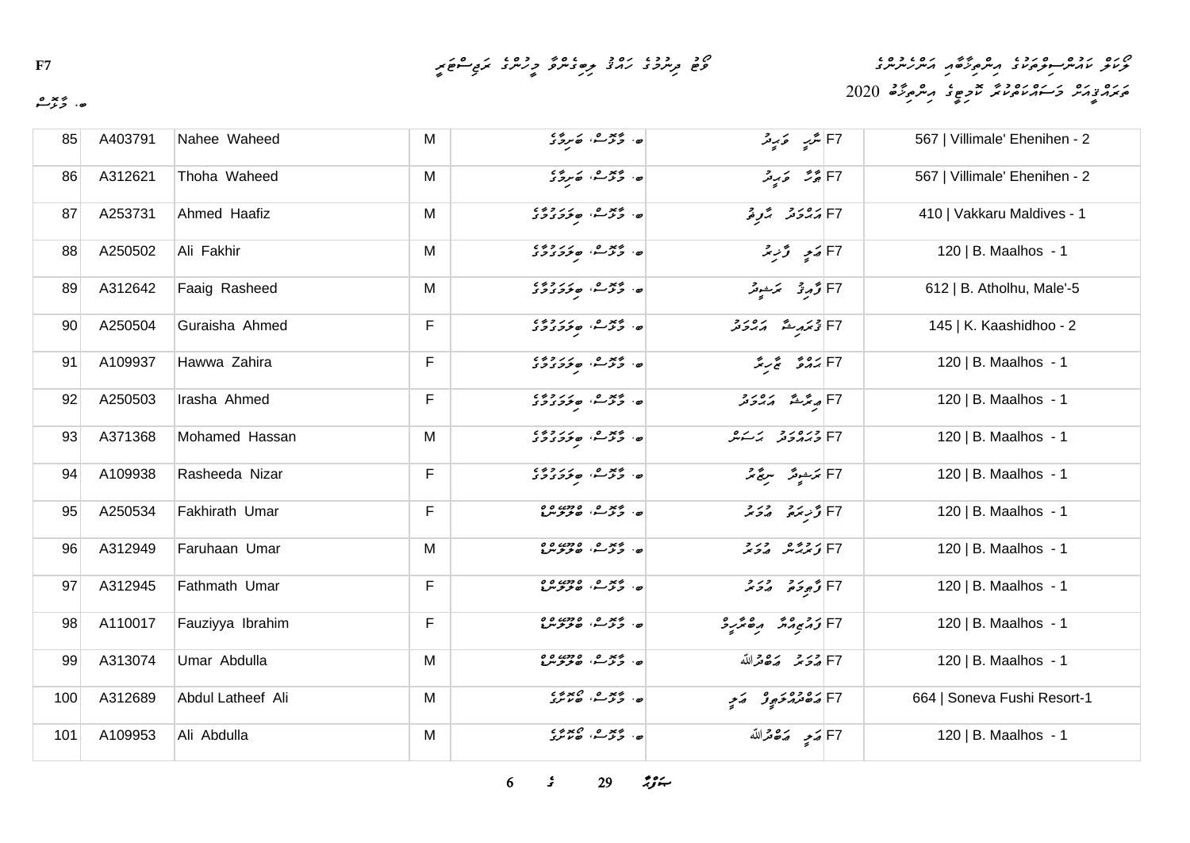| 85 | A403791 | Nahee Waheed | M | ޅ. މާޅޮސް، ޚަޔާލީގެ | ނާހީ ވަޙީދު F7 | 567 \| Villimale' Ehenihen - 2 |
|---|---|---|---|---|---|---|
| 86 | A312621 | Thoha Waheed | M | ޅ. މާޅޮސް، ޚަޔާލީގެ | ތޯހާ ވަޙީދު F7 | 567 \| Villimale' Ehenihen - 2 |
| 87 | A253731 | Ahmed Haafiz | M | ޅ. މާޅޮސް، ބިލަމަގުމާގެ | އަޙްމަދު ހާފިޡު F7 | 410 \| Vakkaru Maldives - 1 |
| 88 | A250502 | Ali Fakhir | M | ޅ. މާޅޮސް، ބިލަމަގުމާގެ | އަލީ ފާހިރު F7 | 120 \| B. Maalhos - 1 |
| 89 | A312642 | Faaig Rasheed | M | ޅ. މާޅޮސް، ބިލަމަގުމާގެ | ފާއިޤު ރަޝީދު F7 | 612 \| B. Atholhu, Male'-5 |
| 90 | A250504 | Guraisha Ahmed | F | ޅ. މާޅޮސް، ބިލަމަގުމާގެ | ގުރައިޝާ އަޙްމަދު F7 | 145 \| K. Kaashidhoo - 2 |
| 91 | A109937 | Hawwa Zahira | F | ޅ. މާޅޮސް، ބިލަމަގުމާގެ | ހައްވާ ޒާހިރާ F7 | 120 \| B. Maalhos - 1 |
| 92 | A250503 | Irasha Ahmed | F | ޅ. މާޅޮސް، ބިލަމަގުމާގެ | އިރާޝާ އަޙްމަދު F7 | 120 \| B. Maalhos - 1 |
| 93 | A371368 | Mohamed Hassan | M | ޅ. މާޅޮސް، ބިލަމަގުމާގެ | މުޙައްމަދު ޙަސަން F7 | 120 \| B. Maalhos - 1 |
| 94 | A109938 | Rasheeda Nizar | F | ޅ. މާޅޮސް، ބިލަމަގުމާގެ | ރަޝީދާ ނިޒާރު F7 | 120 \| B. Maalhos - 1 |
| 95 | A250534 | Fakhirath Umar | F | ޅ. މާޅޮސް، ބޮޑުފޮނި | ފާހިރަތު ޢުމަރު F7 | 120 \| B. Maalhos - 1 |
| 96 | A312949 | Faruhaan Umar | M | ޅ. މާޅޮސް، ބޮޑުފޮނި | ފަރުހާން ޢުމަރު F7 | 120 \| B. Maalhos - 1 |
| 97 | A312945 | Fathmath Umar | F | ޅ. މާޅޮސް، ބޮޑުފޮނި | ފާތިމަތު ޢުމަރު F7 | 120 \| B. Maalhos - 1 |
| 98 | A110017 | Fauziyya Ibrahim | F | ޅ. މާޅޮސް، ބޮޑުފޮނި | ފައުޒިއްޔާ އިބްރާހީމް F7 | 120 \| B. Maalhos - 1 |
| 99 | A313074 | Umar Abdulla | M | ޅ. މާޅޮސް، ބޮޑުފޮނި | ޢުމަރު ޢަބްދުﷲ F7 | 120 \| B. Maalhos - 1 |
| 100 | A312689 | Abdul Latheef Ali | M | ޅ. މާޅޮސް، ބޮޓާނީ | ޢަބްދުލްލަޠީފު ޢަލީ F7 | 664 \| Soneva Fushi Resort-1 |
| 101 | A109953 | Ali Abdulla | M | ޅ. މާޅޮސް، ބޮޓާނީ | ޢަލީ ޢަބްދުﷲ F7 | 120 \| B. Maalhos - 1 |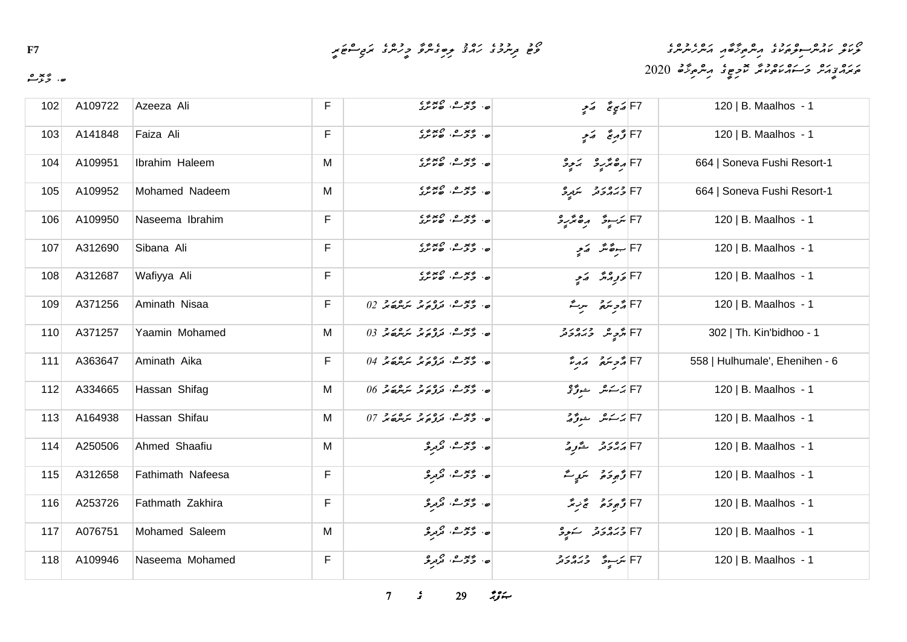| 102 | A109722 | Azeeza Ali | F | ھ. މާޅޮސް، ބޮކަރުގެ | F7 އަޒީޒާ ޢަލީ | 120 \| B. Maalhos - 1 |
|---|---|---|---|---|---|---|
| 103 | A141848 | Faiza Ali | F | ھ. މާޅޮސް، ބޮކަރުގެ | F7 ފާއިޒާ ޢަލީ | 120 \| B. Maalhos - 1 |
| 104 | A109951 | Ibrahim Haleem | M | ھ. މާޅޮސް، ބޮކަރުގެ | F7 އިބްރާހީމް ހަލީމް | 664 \| Soneva Fushi Resort-1 |
| 105 | A109952 | Mohamed Nadeem | M | ھ. މާޅޮސް، ބޮކަރުގެ | F7 މުހައްމަދު ނަދީމް | 664 \| Soneva Fushi Resort-1 |
| 106 | A109950 | Naseema Ibrahim | F | ھ. މާޅޮސް، ބޮކަރުގެ | F7 ނަސީމާ އިބްރާހީމް | 120 \| B. Maalhos - 1 |
| 107 | A312690 | Sibana Ali | F | ھ. މާޅޮސް، ބޮކަރުގެ | F7 ސިބާނާ ޢަލީ | 120 \| B. Maalhos - 1 |
| 108 | A312687 | Wafiyya Ali | F | ھ. މާޅޮސް، ބޮކަރުގެ | F7 ވަފިއްޔާ ޢަލީ | 120 \| B. Maalhos - 1 |
| 109 | A371256 | Aminath Nisaa | F | ھ. މާޅޮސް، ދަރުބާރު ނަންބަރު 02 | F7 އާމިނަތު ނިސާ | 120 \| B. Maalhos - 1 |
| 110 | A371257 | Yaamin Mohamed | M | ھ. މާޅޮސް، ދަރުބާރު ނަންބަރު 03 | F7 ޔާމިން މުހައްމަދު | 302 \| Th. Kin'bidhoo - 1 |
| 111 | A363647 | Aminath Aika | F | ھ. މާޅޮސް، ދަރުބާރު ނަންބަރު 04 | F7 އާމިނަތު އައިކާ | 558 \| Hulhumale', Ehenihen - 6 |
| 112 | A334665 | Hassan Shifag | M | ھ. މާޅޮސް، ދަރުބާރު ނަންބަރު 06 | F7 ހަސަން ޝިފާގު | 120 \| B. Maalhos - 1 |
| 113 | A164938 | Hassan Shifau | M | ھ. މާޅޮސް، ދަރުބާރު ނަންބަރު 07 | F7 ހަސަން ޝިފާއު | 120 \| B. Maalhos - 1 |
| 114 | A250506 | Ahmed Shaafiu | M | ھ. މާޅޮސް، ދޫރެލް | F7 އަހްމަދު ޝާފިއު | 120 \| B. Maalhos - 1 |
| 115 | A312658 | Fathimath Nafeesa | F | ھ. މާޅޮސް، ދޫރެލް | F7 ފާތިމަތު ނަފީސާ | 120 \| B. Maalhos - 1 |
| 116 | A253726 | Fathmath Zakhira | F | ھ. މާޅޮސް، ދޫރެލް | F7 ފާތިމަތު ޒާހިރާ | 120 \| B. Maalhos - 1 |
| 117 | A076751 | Mohamed Saleem | M | ھ. މާޅޮސް، ދޫރެލް | F7 މުހައްމަދު ސަލީމް | 120 \| B. Maalhos - 1 |
| 118 | A109946 | Naseema Mohamed | F | ھ. މާޅޮސް، ދޫރެލް | F7 ނަސީމާ މުހައްމަދު | 120 \| B. Maalhos - 1 |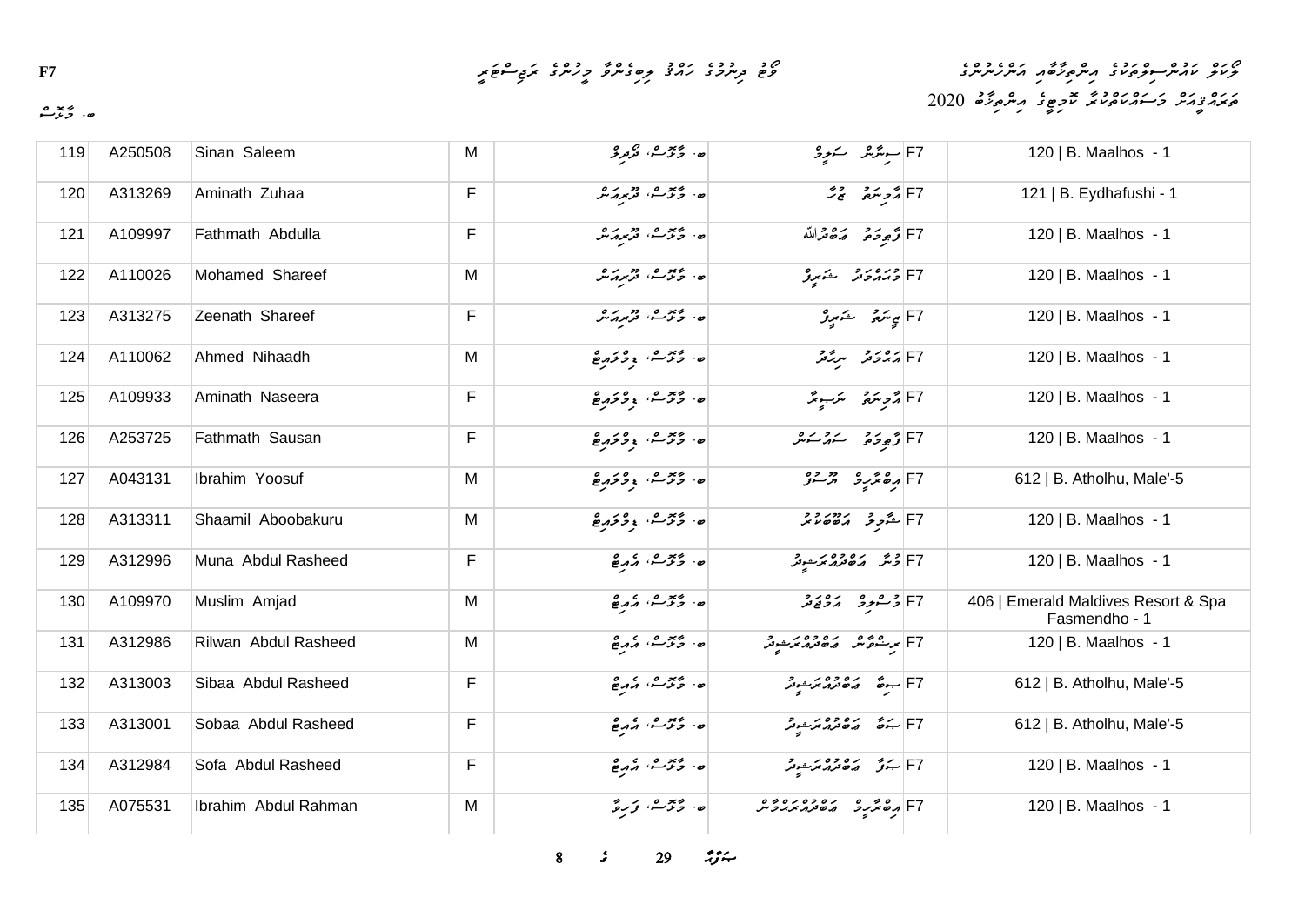| 119 | A250508 | Sinan Saleem | M | ބ. މާޅޮސް، ދޮރިލާ | F7 ސިނާން ސަލީމް | 120 \| B. Maalhos - 1 |
|---|---|---|---|---|---|---|
| 120 | A313269 | Aminath Zuhaa | F | ބ. މާޅޮސް، ދޫރިއަސް | F7 އާމިނަތު ޒުހާ | 121 \| B. Eydhafushi - 1 |
| 121 | A109997 | Fathmath Abdulla | F | ބ. މާޅޮސް، ދޫރިއަސް | F7 ފާތިމަތު އަބްދުﷲ | 120 \| B. Maalhos - 1 |
| 122 | A110026 | Mohamed Shareef | M | ބ. މާޅޮސް، ދޫރިއަސް | F7 މުހައްމަދު ޝަރީފް | 120 \| B. Maalhos - 1 |
| 123 | A313275 | Zeenath Shareef | F | ބ. މާޅޮސް، ދޫރިއަސް | F7 ޒީނަތު ޝަރީފް | 120 \| B. Maalhos - 1 |
| 124 | A110062 | Ahmed Nihaadh | M | ބ. މާޅޮސް، ވިލާގެއިޖު | F7 އަޙްމަދު ނިހާދު | 120 \| B. Maalhos - 1 |
| 125 | A109933 | Aminath Naseera | F | ބ. މާޅޮސް، ވިލާގެއިޖު | F7 އާމިނަތު ނަސީރާ | 120 \| B. Maalhos - 1 |
| 126 | A253725 | Fathmath Sausan | F | ބ. މާޅޮސް، ވިލާގެއިޖު | F7 ފާތިމަތު ސައުސަން | 120 \| B. Maalhos - 1 |
| 127 | A043131 | Ibrahim Yoosuf | M | ބ. މާޅޮސް، ވިލާގެއިޖު | F7 އިބްރާހީމް ޔޫސުފް | 612 \| B. Atholhu, Male'-5 |
| 128 | A313311 | Shaamil Aboobakuru | M | ބ. މާޅޮސް، ވިލާގެއިޖު | F7 ޝާމިލް އަބޫބަކުރު | 120 \| B. Maalhos - 1 |
| 129 | A312996 | Muna Abdul Rasheed | F | ބ. މާޅޮސް، އައިޖު | F7 މުނާ އަބްދުއްރަޝީދު | 120 \| B. Maalhos - 1 |
| 130 | A109970 | Muslim Amjad | M | ބ. މާޅޮސް، އައިޖު | F7 މުސްލިމް އަމްޖަދު | 406 \| Emerald Maldives Resort & Spa Fasmendho - 1 |
| 131 | A312986 | Rilwan Abdul Rasheed | M | ބ. މާޅޮސް، އައިޖު | F7 ރިލްވާން އަބްދުއްރަޝީދު | 120 \| B. Maalhos - 1 |
| 132 | A313003 | Sibaa Abdul Rasheed | F | ބ. މާޅޮސް، އައިޖު | F7 ސިބާ އަބްދުއްރަޝީދު | 612 \| B. Atholhu, Male'-5 |
| 133 | A313001 | Sobaa Abdul Rasheed | F | ބ. މާޅޮސް، އައިޖު | F7 ސަބާ އަބްދުއްރަޝީދު | 612 \| B. Atholhu, Male'-5 |
| 134 | A312984 | Sofa Abdul Rasheed | F | ބ. މާޅޮސް، އައިޖު | F7 ސަފާ އަބްދުއްރަޝީދު | 120 \| B. Maalhos - 1 |
| 135 | A075531 | Ibrahim Abdul Rahman | M | ބ. މާޅޮސް، ވަރިވާ | F7 އިބްރާހީމް އަބްދުއްރަޙްމާން | 120 \| B. Maalhos - 1 |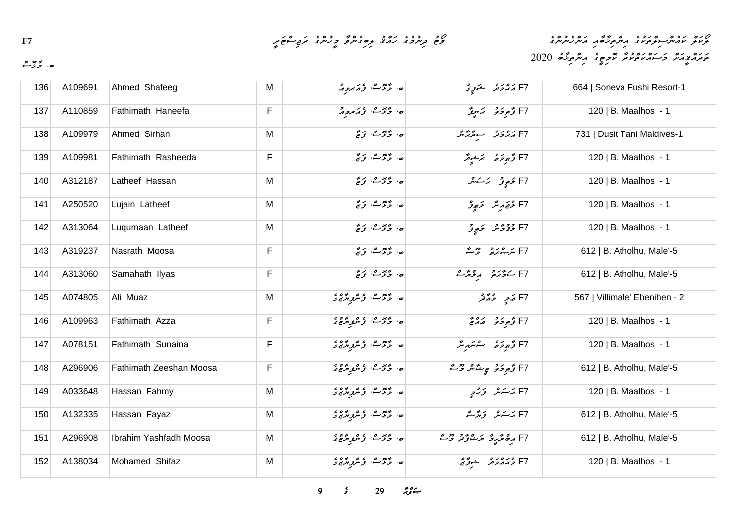| 136 | A109691 | Ahmed Shafeeg | M | ބ. މާޅޮސް، ފެހަރިވިއު | F7 އަޙްމަދު ޝަފީގު | 664 \| Soneva Fushi Resort-1 |
|---|---|---|---|---|---|---|
| 137 | A110859 | Fathimath Haneefa | F | ބ. މާޅޮސް، ފެހަރިވިއު | F7 ފާތިމަތު ހަނީފާ | 120 \| B. Maalhos - 1 |
| 138 | A109979 | Ahmed Sirhan | M | ބ. މާޅޮސް، ފަޖް | F7 އަޙްމަދު ސިރުހާން | 731 \| Dusit Tani Maldives-1 |
| 139 | A109981 | Fathimath Rasheeda | F | ބ. މާޅޮސް، ފަޖް | F7 ފާތިމަތު ރަޝީދާ | 120 \| B. Maalhos - 1 |
| 140 | A312187 | Latheef Hassan | M | ބ. މާޅޮސް، ފަޖް | F7 ލަތީފު ހަސަން | 120 \| B. Maalhos - 1 |
| 141 | A250520 | Lujain Latheef | M | ބ. މާޅޮސް، ފަޖް | F7 ލުޖައިން ލަތީފު | 120 \| B. Maalhos - 1 |
| 142 | A313064 | Luqumaan Latheef | M | ބ. މާޅޮސް، ފަޖް | F7 ލުޤުމާން ލަތީފު | 120 \| B. Maalhos - 1 |
| 143 | A319237 | Nasrath Moosa | F | ބ. މާޅޮސް، ފަޖް | F7 ނަސްރަތު މޫސާ | 612 \| B. Atholhu, Male'-5 |
| 144 | A313060 | Samahath Ilyas | F | ބ. މާޅޮސް، ފަޖް | F7 ސަމާހަތު އިލްޔާސް | 612 \| B. Atholhu, Male'-5 |
| 145 | A074805 | Ali Muaz | M | ބ. މާޅޮސް، ފެންވިލާގެ | F7 އަލި މުޢާޛު | 567 \| Villimale' Ehenihen - 2 |
| 146 | A109963 | Fathimath Azza | F | ބ. މާޅޮސް، ފެންވިލާގެ | F7 ފާތިމަތު ޢައްޒާ | 120 \| B. Maalhos - 1 |
| 147 | A078151 | Fathimath Sunaina | F | ބ. މާޅޮސް، ފެންވިލާގެ | F7 ފާތިމަތު ސުނައިނާ | 120 \| B. Maalhos - 1 |
| 148 | A296906 | Fathimath Zeeshan Moosa | F | ބ. މާޅޮސް، ފެންވިލާގެ | F7 ފާތިމަތު ޒީޝާން މޫސާ | 612 \| B. Atholhu, Male'-5 |
| 149 | A033648 | Hassan Fahmy | M | ބ. މާޅޮސް، ފެންވިލާގެ | F7 ހަސަން ފަހުމީ | 120 \| B. Maalhos - 1 |
| 150 | A132335 | Hassan Fayaz | M | ބ. މާޅޮސް، ފެންވިލާގެ | F7 ހަސަން ފަޔާޒް | 612 \| B. Atholhu, Male'-5 |
| 151 | A296908 | Ibrahim Yashfadh Moosa | M | ބ. މާޅޮސް، ފެންވިލާގެ | F7 އިބްރާހީމް ޔަޝްފާދު މޫސާ | 612 \| B. Atholhu, Male'-5 |
| 152 | A138034 | Mohamed Shifaz | M | ބ. މާޅޮސް، ފެންވިލާގެ | F7 މުޙައްމަދު ޝިފާޒް | 120 \| B. Maalhos - 1 |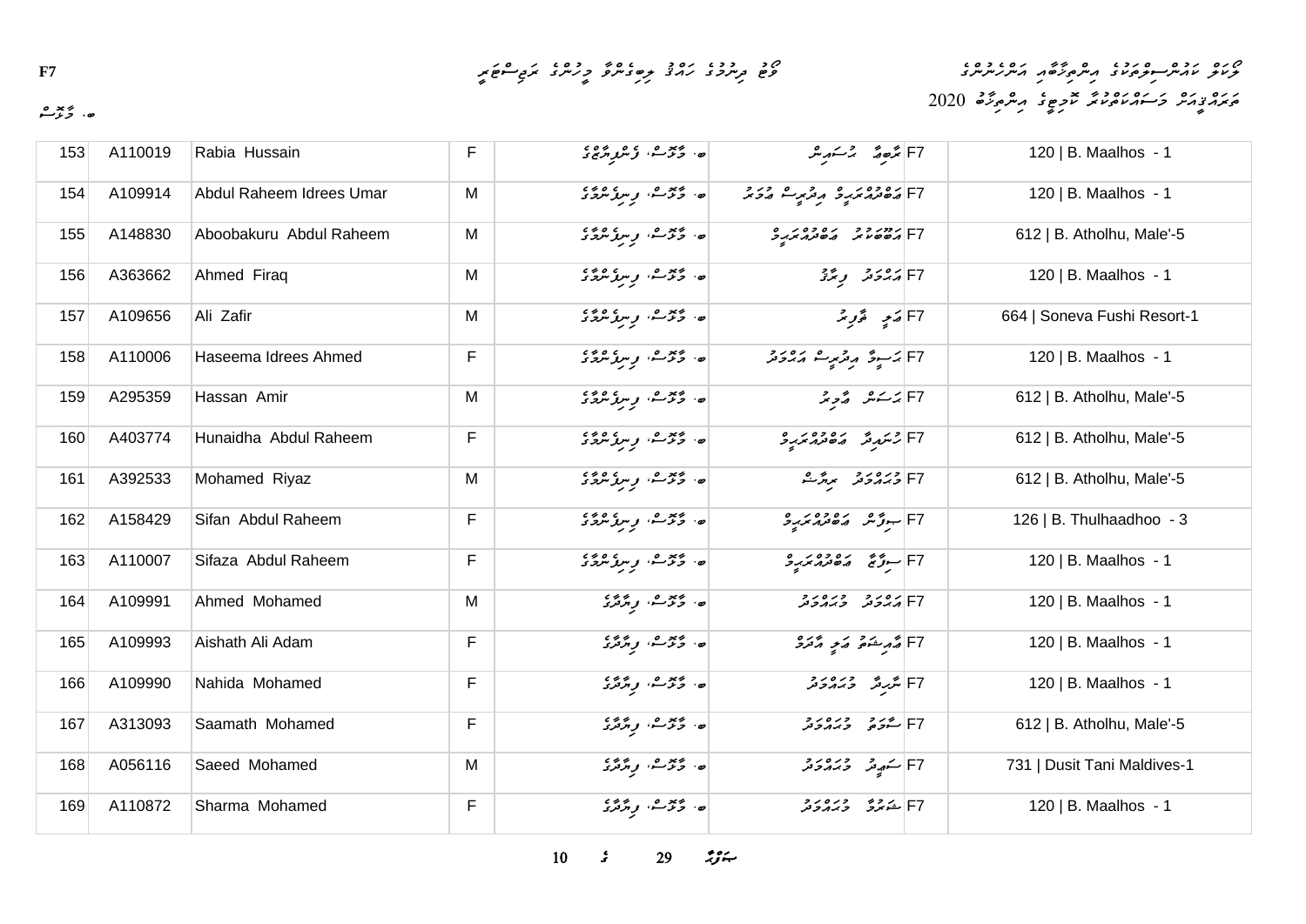| 153 | A110019 | Rabia Hussain | F | ھ. މާޅޮސް، ފެންޑިއަމާގެ | F7 ރާބިޔާ ހުސައިން | 120 \| B. Maalhos - 1 |
|---|---|---|---|---|---|---|
| 154 | A109914 | Abdul Raheem Idrees Umar | M | ھ. މާޅޮސް، ވިނަގެންދާގެ | F7 އަބްދުއްރަޙީމް އިދްރީސް އުމަރު | 120 \| B. Maalhos - 1 |
| 155 | A148830 | Aboobakuru Abdul Raheem | M | ھ. މާޅޮސް، ވިނަގެންދާގެ | F7 އަބޫބަކުރު އަބްދުއްރަޙީމް | 612 \| B. Atholhu, Male'-5 |
| 156 | A363662 | Ahmed Firaq | M | ھ. މާޅޮސް، ވިނަގެންދާގެ | F7 އަޙްމަދު ފިރާޤު | 120 \| B. Maalhos - 1 |
| 157 | A109656 | Ali Zafir | M | ھ. މާޅޮސް، ވިނަގެންދާގެ | F7 އަލީ ޒާފިރު | 664 \| Soneva Fushi Resort-1 |
| 158 | A110006 | Haseema Idrees Ahmed | F | ھ. މާޅޮސް، ވިނަގެންދާގެ | F7 ހަސީމާ އިދްރީސް އަޙްމަދު | 120 \| B. Maalhos - 1 |
| 159 | A295359 | Hassan Amir | M | ھ. މާޅޮސް، ވިނަގެންދާގެ | F7 ހަސަން އާމިރު | 612 \| B. Atholhu, Male'-5 |
| 160 | A403774 | Hunaidha Abdul Raheem | F | ھ. މާޅޮސް، ވިނަގެންދާގެ | F7 ހުނައިދާ އަބްދުއްރަޙީމް | 612 \| B. Atholhu, Male'-5 |
| 161 | A392533 | Mohamed Riyaz | M | ھ. މާޅޮސް، ވިނަގެންދާގެ | F7 މުޙައްމަދު ރިޔާޒް | 612 \| B. Atholhu, Male'-5 |
| 162 | A158429 | Sifan Abdul Raheem | F | ھ. މާޅޮސް، ވިނަގެންދާގެ | F7 ސިފާން އަބްދުއްރަޙީމް | 126 \| B. Thulhaadhoo - 3 |
| 163 | A110007 | Sifaza Abdul Raheem | F | ھ. މާޅޮސް، ވިނަގެންދާގެ | F7 ސިފާޒާ އަބްދުއްރަޙީމް | 120 \| B. Maalhos - 1 |
| 164 | A109991 | Ahmed Mohamed | M | ھ. މާޅޮސް، ވިއްދާގެ | F7 އަޙްމަދު މުޙައްމަދު | 120 \| B. Maalhos - 1 |
| 165 | A109993 | Aishath Ali Adam | F | ھ. މާޅޮސް، ވިއްދާގެ | F7 އާއިޝަތު އަލީ އާދަމް | 120 \| B. Maalhos - 1 |
| 166 | A109990 | Nahida Mohamed | F | ھ. މާޅޮސް، ވިއްދާގެ | F7 ނާހިދާ މުޙައްމަދު | 120 \| B. Maalhos - 1 |
| 167 | A313093 | Saamath Mohamed | F | ھ. މާޅޮސް، ވިއްދާގެ | F7 ސާމަތު މުޙައްމަދު | 612 \| B. Atholhu, Male'-5 |
| 168 | A056116 | Saeed Mohamed | M | ھ. މާޅޮސް، ވިއްދާގެ | F7 ސަޢީދު މުޙައްމަދު | 731 \| Dusit Tani Maldives-1 |
| 169 | A110872 | Sharma Mohamed | F | ھ. މާޅޮސް، ވިއްދާގެ | F7 ޝަރުމާ މުޙައްމަދު | 120 \| B. Maalhos - 1 |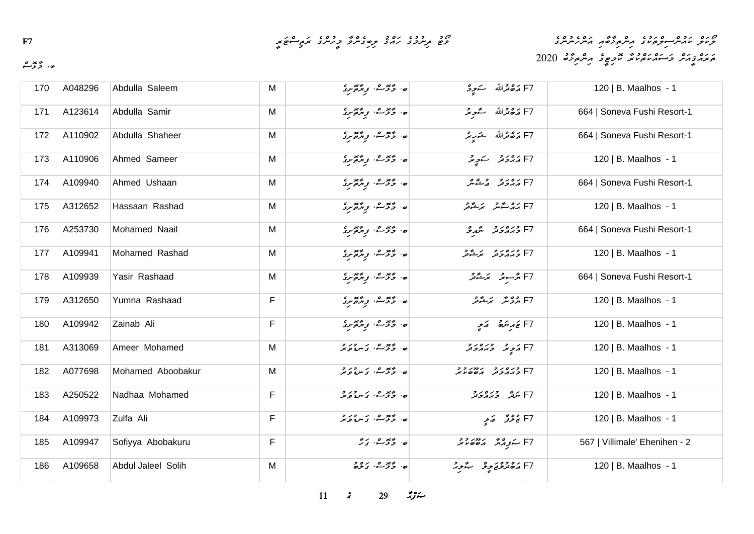| 170 | A048296 | Abdulla Saleem | M | B. Maalhos | F7 | 120 \| B. Maalhos - 1 |
|---|---|---|---|---|---|---|
| 171 | A123614 | Abdulla Samir | M | B. Maalhos | F7 | 664 \| Soneva Fushi Resort-1 |
| 172 | A110902 | Abdulla Shaheer | M | B. Maalhos | F7 | 664 \| Soneva Fushi Resort-1 |
| 173 | A110906 | Ahmed Sameer | M | B. Maalhos | F7 | 120 \| B. Maalhos - 1 |
| 174 | A109940 | Ahmed Ushaan | M | B. Maalhos | F7 | 664 \| Soneva Fushi Resort-1 |
| 175 | A312652 | Hassaan Rashad | M | B. Maalhos | F7 | 120 \| B. Maalhos - 1 |
| 176 | A253730 | Mohamed Naail | M | B. Maalhos | F7 | 664 \| Soneva Fushi Resort-1 |
| 177 | A109941 | Mohamed Rashad | M | B. Maalhos | F7 | 120 \| B. Maalhos - 1 |
| 178 | A109939 | Yasir Rashaad | M | B. Maalhos | F7 | 664 \| Soneva Fushi Resort-1 |
| 179 | A312650 | Yumna Rashaad | F | B. Maalhos | F7 | 120 \| B. Maalhos - 1 |
| 180 | A109942 | Zainab Ali | F | B. Maalhos | F7 | 120 \| B. Maalhos - 1 |
| 181 | A313069 | Ameer Mohamed | M | B. Maalhos | F7 | 120 \| B. Maalhos - 1 |
| 182 | A077698 | Mohamed Aboobakur | M | B. Maalhos | F7 | 120 \| B. Maalhos - 1 |
| 183 | A250522 | Nadhaa Mohamed | F | B. Maalhos | F7 | 120 \| B. Maalhos - 1 |
| 184 | A109973 | Zulfa Ali | F | B. Maalhos | F7 | 120 \| B. Maalhos - 1 |
| 185 | A109947 | Sofiyya Abobakuru | F | B. Maalhos | F7 | 567 \| Villimale' Ehenihen - 2 |
| 186 | A109658 | Abdul Jaleel Solih | M | B. Maalhos | F7 | 120 \| B. Maalhos - 1 |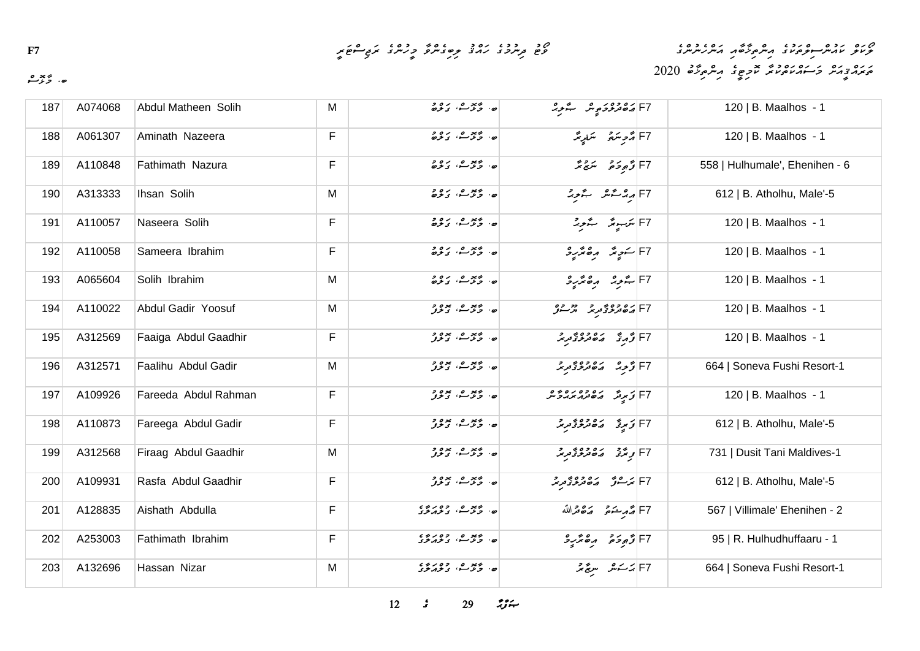| 187 | A074068 | Abdul Matheen Solih | M | ބ. މާޅޮސް، ގަލުޖެ | F7 އަބްދުލްމަތީން ޞާލިޙް | 120 \| B. Maalhos - 1 |
|---|---|---|---|---|---|---|
| 188 | A061307 | Aminath Nazeera | F | ބ. މާޅޮސް، ގަލުޖެ | F7 އާމިނަތު ނަޒީރާ | 120 \| B. Maalhos - 1 |
| 189 | A110848 | Fathimath Nazura | F | ބ. މާޅޮސް، ގަލުޖެ | F7 ފާތިމަތު ނަޒުރާ | 558 \| Hulhumale', Ehenihen - 6 |
| 190 | A313333 | Ihsan Solih | M | ބ. މާޅޮސް، ގަލުޖެ | F7 އިޙްސާން ޞާލިޙް | 612 \| B. Atholhu, Male'-5 |
| 191 | A110057 | Naseera Solih | F | ބ. މާޅޮސް، ގަލުޖެ | F7 ނަސީރާ ޞާލިޙް | 120 \| B. Maalhos - 1 |
| 192 | A110058 | Sameera Ibrahim | F | ބ. މާޅޮސް، ގަލުޖެ | F7 ސަމީރާ އިބްރާހީމް | 120 \| B. Maalhos - 1 |
| 193 | A065604 | Solih Ibrahim | M | ބ. މާޅޮސް، ގަލުޖެ | F7 ޞާލިޙް އިބްރާހީމް | 120 \| B. Maalhos - 1 |
| 194 | A110022 | Abdul Gadir Yoosuf | M | ބ. މާޅޮސް، ގާޑަލް | F7 އަބްދުލްޤާދިރު ޔޫސުފް | 120 \| B. Maalhos - 1 |
| 195 | A312569 | Faaiga Abdul Gaadhir | F | ބ. މާޅޮސް، ގާޑަލް | F7 ފާއިޤާ އަބްދުލްޤާދިރު | 120 \| B. Maalhos - 1 |
| 196 | A312571 | Faalihu Abdul Gadir | M | ބ. މާޅޮސް، ގާޑަލް | F7 ފާލިހު އަބްދުލްޤާދިރު | 664 \| Soneva Fushi Resort-1 |
| 197 | A109926 | Fareeda Abdul Rahman | F | ބ. މާޅޮސް، ގާޑަލް | F7 ފަރީދާ އަބްދުއްރަޙްމާން | 120 \| B. Maalhos - 1 |
| 198 | A110873 | Fareega Abdul Gadir | F | ބ. މާޅޮސް، ގާޑަލް | F7 ފަރީޤާ އަބްދުލްޤާދިރު | 612 \| B. Atholhu, Male'-5 |
| 199 | A312568 | Firaag Abdul Gaadhir | M | ބ. މާޅޮސް، ގާޑަލް | F7 ފިރާޤް އަބްދުލްޤާދިރު | 731 \| Dusit Tani Maldives-1 |
| 200 | A109931 | Rasfa Abdul Gaadhir | F | ބ. މާޅޮސް، ގާޑަލް | F7 ރަސްފާ އަބްދުލްޤާދިރު | 612 \| B. Atholhu, Male'-5 |
| 201 | A128835 | Aishath Abdulla | F | ބ. މާޅޮސް، ގުލްޝަނާ | F7 އާއިޝަތު އަބްދުﷲ | 567 \| Villimale' Ehenihen - 2 |
| 202 | A253003 | Fathimath Ibrahim | F | ބ. މާޅޮސް، ގުލްޝަނާ | F7 ފާތިމަތު އިބްރާހީމް | 95 \| R. Hulhudhuffaaru - 1 |
| 203 | A132696 | Hassan Nizar | M | ބ. މާޅޮސް، ގުލްޝަނާ | F7 ހަސަން ނިޒާރު | 664 \| Soneva Fushi Resort-1 |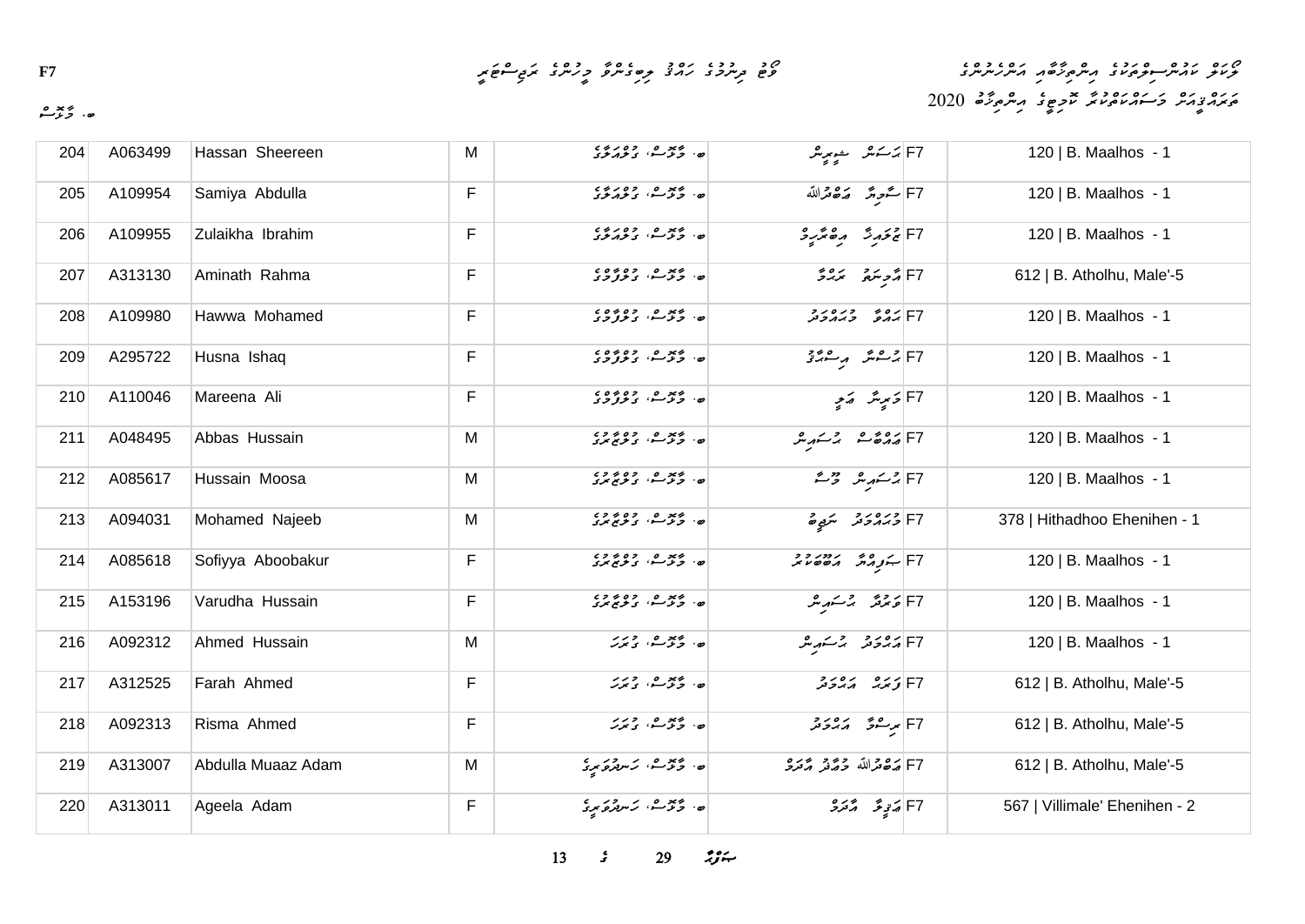| 204 | A063499 | Hassan Sheereen | M | ބ. މާޅޮސް، ގުލްއަލާގެ | F7 ހަސަން ޝީރީން | 120 \| B. Maalhos - 1 |
|---|---|---|---|---|---|---|
| 205 | A109954 | Samiya Abdulla | F | ބ. މާޅޮސް، ގުލްއަލާގެ | F7 ސާމިޔާ އަބްދުﷲ | 120 \| B. Maalhos - 1 |
| 206 | A109955 | Zulaikha Ibrahim | F | ބ. މާޅޮސް، ގުލްއަލާގެ | F7 ޒުލައިޚާ އިބްރާހީމް | 120 \| B. Maalhos - 1 |
| 207 | A313130 | Aminath Rahma | F | ބ. މާޅޮސް، ގުލްފާމުގެ | F7 އާމިނަތު ރަޙްމާ | 612 \| B. Atholhu, Male'-5 |
| 208 | A109980 | Hawwa Mohamed | F | ބ. މާޅޮސް، ގުލްފާމުގެ | F7 ހައްވާ މުޙައްމަދު | 120 \| B. Maalhos - 1 |
| 209 | A295722 | Husna Ishaq | F | ބ. މާޅޮސް، ގުލްފާމުގެ | F7 ހުސްނާ އިސްޙާޤު | 120 \| B. Maalhos - 1 |
| 210 | A110046 | Mareena Ali | F | ބ. މާޅޮސް، ގުލްފާމުގެ | F7 މަރީނާ އަލި | 120 \| B. Maalhos - 1 |
| 211 | A048495 | Abbas Hussain | M | ބ. މާޅޮސް، ގުލްޒާރުގެ | F7 އައްބާސް ހުސައިން | 120 \| B. Maalhos - 1 |
| 212 | A085617 | Hussain Moosa | M | ބ. މާޅޮސް، ގުލްޒާރުގެ | F7 ހުސައިން މޫސާ | 120 \| B. Maalhos - 1 |
| 213 | A094031 | Mohamed Najeeb | M | ބ. މާޅޮސް، ގުލްޒާރުގެ | F7 މުޙައްމަދު ނަޖީބު | 378 \| Hithadhoo Ehenihen - 1 |
| 214 | A085618 | Sofiyya Aboobakur | F | ބ. މާޅޮސް، ގުލްޒާރުގެ | F7 ސޯފިއްޔާ އަބޫބަކުރު | 120 \| B. Maalhos - 1 |
| 215 | A153196 | Varudha Hussain | F | ބ. މާޅޮސް، ގުލްޒާރުގެ | F7 ވަރުދާ ހުސައިން | 120 \| B. Maalhos - 1 |
| 216 | A092312 | Ahmed Hussain | M | ބ. މާޅޮސް، ގުރަހަ | F7 އަޙްމަދު ހުސައިން | 120 \| B. Maalhos - 1 |
| 217 | A312525 | Farah Ahmed | F | ބ. މާޅޮސް، ގުރަހަ | F7 ފަރަޙް އަޙްމަދު | 612 \| B. Atholhu, Male'-5 |
| 218 | A092313 | Risma Ahmed | F | ބ. މާޅޮސް، ގުރަހަ | F7 ރިސްމާ އަޙްމަދު | 612 \| B. Atholhu, Male'-5 |
| 219 | A313007 | Abdulla Muaaz Adam | M | ބ. މާޅޮސް، ހަސްތުވަރީގެ | F7 އަބްދުﷲ މުޢާޛު އާދަމް | 612 \| B. Atholhu, Male'-5 |
| 220 | A313011 | Ageela Adam | F | ބ. މާޅޮސް، ހަސްތުވަރީގެ | F7 އަޤީލާ އާދަމް | 567 \| Villimale' Ehenihen - 2 |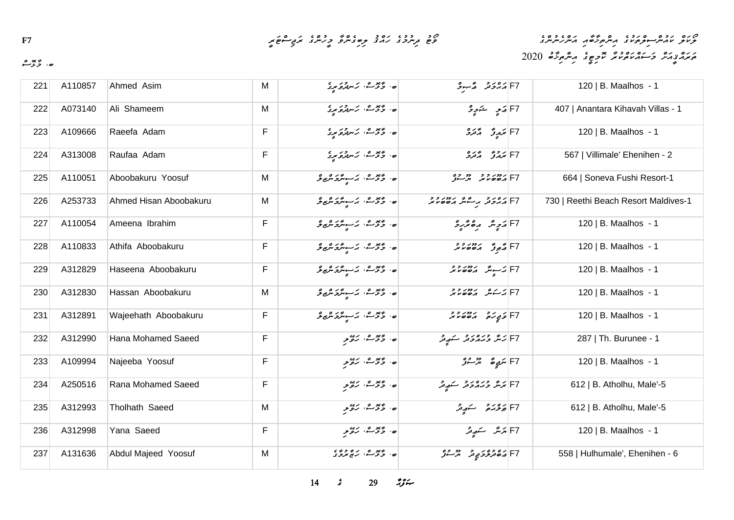| 221 | A110857 | Ahmed Asim | M | ه. ڱڗٗڛ، ޜަސްދުގެ ރިގެ | F7 ރުތީރު އާސިމް | 120 \| B. Maalhos - 1 |
|---|---|---|---|---|---|---|
| 222 | A073140 | Ali Shameem | M | ه. ڱڗٗڛ، ޜަސްދުގެ ރިގެ | F7 އަލި ޝަމީމް | 407 \| Anantara Kihavah Villas - 1 |
| 223 | A109666 | Raeefa Adam | F | ه. ڱڗٗڛ، ޜަސްދުގެ ރިގެ | F7 ރައީފާ އާދަމް | 120 \| B. Maalhos - 1 |
| 224 | A313008 | Raufaa Adam | F | ه. ڱڗٗڛ، ޜަސްދުގެ ރިގެ | F7 ރައުފާ އާދަމް | 567 \| Villimale' Ehenihen - 2 |
| 225 | A110051 | Aboobakuru Yoosuf | M | ه. ڱڗٗڛ، ރަސްފަހަނުގެ | F7 އަބޫބަކުރު ޔޫސުފު | 664 \| Soneva Fushi Resort-1 |
| 226 | A253733 | Ahmed Hisan Aboobakuru | M | ه. ڱڗٗڛ، ރަސްފަހަނުގެ | F7 އަޙްމަދު ހިސާން އަބޫބަކުރު | 730 \| Reethi Beach Resort Maldives-1 |
| 227 | A110054 | Ameena Ibrahim | F | ه. ڱڗٗڛ، ރަސްފަހަނުގެ | F7 އަމީނާ އިބްރާހީމް | 120 \| B. Maalhos - 1 |
| 228 | A110833 | Athifa Aboobakuru | F | ه. ڱڗٗڛ، ރަސްފަހަނުގެ | F7 އާތިފާ އަބޫބަކުރު | 120 \| B. Maalhos - 1 |
| 229 | A312829 | Haseena Aboobakuru | F | ه. ڱڗٗڛ، ރަސްފަހަނުގެ | F7 ހަސީނާ އަބޫބަކުރު | 120 \| B. Maalhos - 1 |
| 230 | A312830 | Hassan Aboobakuru | M | ه. ڱڗٗڛ، ރަސްފަހަނުގެ | F7 ހަސަން އަބޫބަކުރު | 120 \| B. Maalhos - 1 |
| 231 | A312891 | Wajeehath Aboobakuru | F | ه. ڱڗٗڛ، ރަސްފަހަނުގެ | F7 ވަޖީހަތު އަބޫބަކުރު | 120 \| B. Maalhos - 1 |
| 232 | A312990 | Hana Mohamed Saeed | F | ه. ڱڗٗڛ، ރަވާލި | F7 ހަނާ މުޙައްމަދު ސައީދު | 287 \| Th. Burunee - 1 |
| 233 | A109994 | Najeeba Yoosuf | F | ه. ڱڗٗڛ، ރަވާލި | F7 ނަޖީބާ ޔޫސުފު | 120 \| B. Maalhos - 1 |
| 234 | A250516 | Rana Mohamed Saeed | F | ه. ڱڗٗڛ، ރަވާލި | F7 ރަނާ މުޙައްމަދު ސައީދު | 612 \| B. Atholhu, Male'-5 |
| 235 | A312993 | Tholhath Saeed | M | ه. ڱڗٗڛ، ރަވާލި | F7 ޠަލްޙަތު ސައީދު | 612 \| B. Atholhu, Male'-5 |
| 236 | A312998 | Yana Saeed | F | ه. ڱڗٗڛ، ރަވާލި | F7 ޔަނާ ސައީދު | 120 \| B. Maalhos - 1 |
| 237 | A131636 | Abdul Majeed Yoosuf | M | ه. ڱڗٗڛ، ރަޝްރުމާގެ | F7 އަބްދުލްމަޖީދު ޔޫސުފު | 558 \| Hulhumale', Ehenihen - 6 |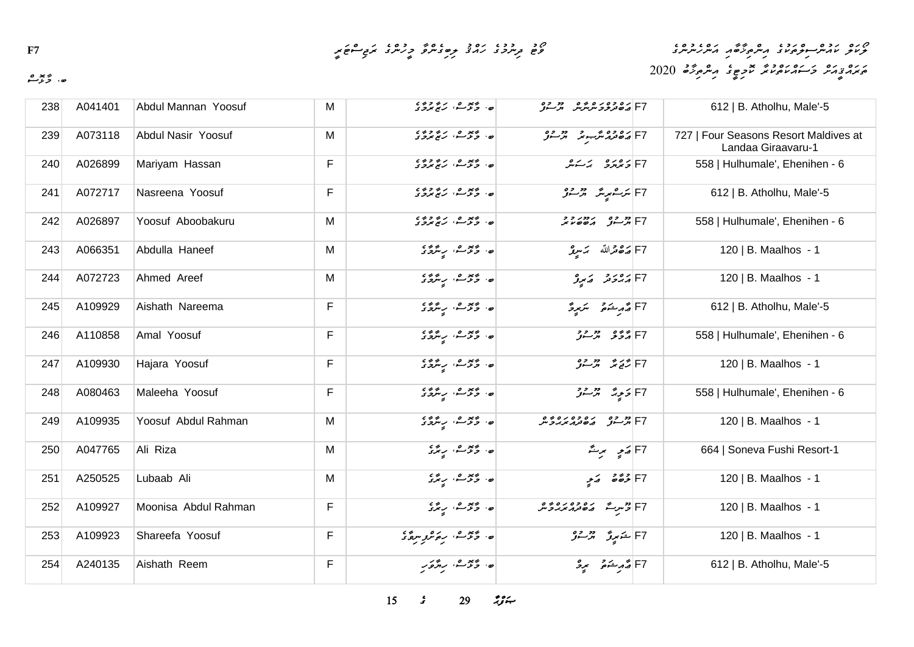ބ. މާޅޮސް

| 238 | A041401 | Abdul Mannan Yoosuf | M | ބ. މާޅޮސް، ހަޖަރުމާގެ | F7 އަބްދުލްމަންނާން ޔޫސުފް | 612 \| B. Atholhu, Male'-5 |
|---|---|---|---|---|---|---|
| 239 | A073118 | Abdul Nasir Yoosuf | M | ބ. މާޅޮސް، ހަޖަރުމާގެ | F7 އަބްދުލްނާސިރު ޔޫސުފް | 727 \| Four Seasons Resort Maldives at Landaa Giraavaru-1 |
| 240 | A026899 | Mariyam Hassan | F | ބ. މާޅޮސް، ހަޖަރުމާގެ | F7 މަރިޔަމް ހަސަން | 558 \| Hulhumale', Ehenihen - 6 |
| 241 | A072717 | Nasreena Yoosuf | F | ބ. މާޅޮސް، ހަޖަރުމާގެ | F7 ނަސްރީނާ ޔޫސުފް | 612 \| B. Atholhu, Male'-5 |
| 242 | A026897 | Yoosuf Aboobakuru | M | ބ. މާޅޮސް، ހަޖަރުމާގެ | F7 ޔޫސުފް އަބޫބަކުރު | 558 \| Hulhumale', Ehenihen - 6 |
| 243 | A066351 | Abdulla Haneef | M | ބ. މާޅޮސް، ހިނގާގެ | F7 އަބްދުﷲ ހަނީފް | 120 \| B. Maalhos - 1 |
| 244 | A072723 | Ahmed Areef | M | ބ. މާޅޮސް، ހިނގާގެ | F7 އަހުމަދު އަރީފް | 120 \| B. Maalhos - 1 |
| 245 | A109929 | Aishath Nareema | F | ބ. މާޅޮސް، ހިނގާގެ | F7 އާއިޝަތު ނަރީމާ | 612 \| B. Atholhu, Male'-5 |
| 246 | A110858 | Amal Yoosuf | F | ބ. މާޅޮސް، ހިނގާގެ | F7 އަމަލް ޔޫސުފް | 558 \| Hulhumale', Ehenihen - 6 |
| 247 | A109930 | Hajara Yoosuf | F | ބ. މާޅޮސް، ހިނގާގެ | F7 ހާޖަރާ ޔޫސުފް | 120 \| B. Maalhos - 1 |
| 248 | A080463 | Maleeha Yoosuf | F | ބ. މާޅޮސް، ހިނގާގެ | F7 މަލީހާ ޔޫސުފް | 558 \| Hulhumale', Ehenihen - 6 |
| 249 | A109935 | Yoosuf Abdul Rahman | M | ބ. މާޅޮސް، ހިނގާގެ | F7 ޔޫސުފް އަބްދުއްރަޙްމާން | 120 \| B. Maalhos - 1 |
| 250 | A047765 | Ali Riza | M | ބ. މާޅޮސް، ހިރާގެ | F7 އަލި ރިޟާ | 664 \| Soneva Fushi Resort-1 |
| 251 | A250525 | Lubaab Ali | M | ބ. މާޅޮސް، ހިރާގެ | F7 ލުބާބު އަލި | 120 \| B. Maalhos - 1 |
| 252 | A109927 | Moonisa Abdul Rahman | F | ބ. މާޅޮސް، ހިރާގެ | F7 މޫނިސާ އަބްދުއްރަޙްމާން | 120 \| B. Maalhos - 1 |
| 253 | A109923 | Shareefa Yoosuf | F | ބ. މާޅޮސް، ހިޔަލުވިނަމާގެ | F7 ޝަރީފާ ޔޫސުފް | 120 \| B. Maalhos - 1 |
| 254 | A240135 | Aishath Reem | F | ބ. މާޅޮސް، ހިލާލަޔަ | F7 އާއިޝަތު ރީމް | 612 \| B. Atholhu, Male'-5 |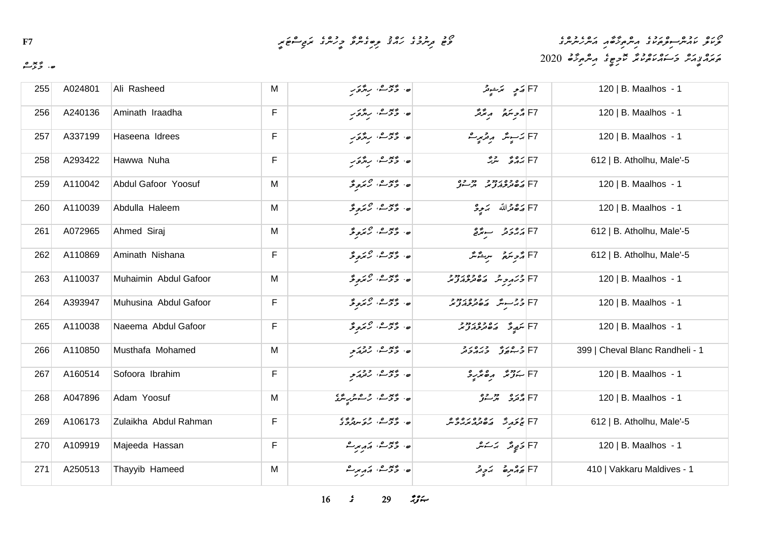| 255 | A024801 | Ali Rasheed | M | ޅ. މާޅޮސް، ހިޔާވަހި | F7 އަލީ ރަޝީދު | 120 \| B. Maalhos - 1 |
|---|---|---|---|---|---|---|
| 256 | A240136 | Aminath Iraadha | F | ޅ. މާޅޮސް، ހިޔާވަހި | F7 އާމިނަތު އިރާދާ | 120 \| B. Maalhos - 1 |
| 257 | A337199 | Haseena Idrees | F | ޅ. މާޅޮސް، ހިޔާވަހި | F7 ހަސީނާ އިދުރީސް | 120 \| B. Maalhos - 1 |
| 258 | A293422 | Hawwa Nuha | F | ޅ. މާޅޮސް، ހިޔާވަހި | F7 ހައްވާ ނުހާ | 612 \| B. Atholhu, Male'-5 |
| 259 | A110042 | Abdul Gafoor Yoosuf | M | ޅ. މާޅޮސް، ހުރަވީގެ | F7 އަބްދުލްޣަފޫރު ޔޫސުފު | 120 \| B. Maalhos - 1 |
| 260 | A110039 | Abdulla Haleem | M | ޅ. މާޅޮސް، ހުރަވީގެ | F7 އަބްދުﷲ ހަލީމް | 120 \| B. Maalhos - 1 |
| 261 | A072965 | Ahmed Siraj | M | ޅ. މާޅޮސް، ހުރަވީގެ | F7 އަޙްމަދު ސިރާޖު | 612 \| B. Atholhu, Male'-5 |
| 262 | A110869 | Aminath Nishana | F | ޅ. މާޅޮސް، ހުރަވީގެ | F7 އާމިނަތު ނިޝާނާ | 612 \| B. Atholhu, Male'-5 |
| 263 | A110037 | Muhaimin Abdul Gafoor | M | ޅ. މާޅޮސް، ހުރަވީގެ | F7 މުހައިމިން އަބްދުލްޣަފޫރު | 120 \| B. Maalhos - 1 |
| 264 | A393947 | Muhusina Abdul Gafoor | F | ޅ. މާޅޮސް، ހުރަވީގެ | F7 މުހުސިނާ އަބްދުލްޣަފޫރު | 120 \| B. Maalhos - 1 |
| 265 | A110038 | Naeema Abdul Gafoor | F | ޅ. މާޅޮސް، ހުރަވީގެ | F7 ނައީމާ އަބްދުލްޣަފޫރު | 120 \| B. Maalhos - 1 |
| 266 | A110850 | Musthafa Mohamed | M | ޅ. މާޅޮސް، ހުދުއަލި | F7 މުސްތަފާ މުޙައްމަދު | 399 \| Cheval Blanc Randheli - 1 |
| 267 | A160514 | Sofoora Ibrahim | F | ޅ. މާޅޮސް، ހުދުއަލި | F7 ސަފޫރާ އިބްރާހީމް | 120 \| B. Maalhos - 1 |
| 268 | A047896 | Adam Yoosuf | M | ޅ. މާޅޮސް، ހުސްނުހިނާގެ | F7 އާދަމް ޔޫސުފު | 120 \| B. Maalhos - 1 |
| 269 | A106173 | Zulaikha Abdul Rahman | F | ޅ. މާޅޮސް، ހުވަނދުގެ | F7 ޒުލައިޚާ އަބްދުއްރަޙްމާން | 612 \| B. Atholhu, Male'-5 |
| 270 | A109919 | Majeeda Hassan | F | ޅ. މާޅޮސް، ޢައިރިސް | F7 މަޖީދާ ހަސަން | 120 \| B. Maalhos - 1 |
| 271 | A250513 | Thayyib Hameed | M | ޅ. މާޅޮސް، ޢައިރިސް | F7 ޠައްޔިބު ހަމީދު | 410 \| Vakkaru Maldives - 1 |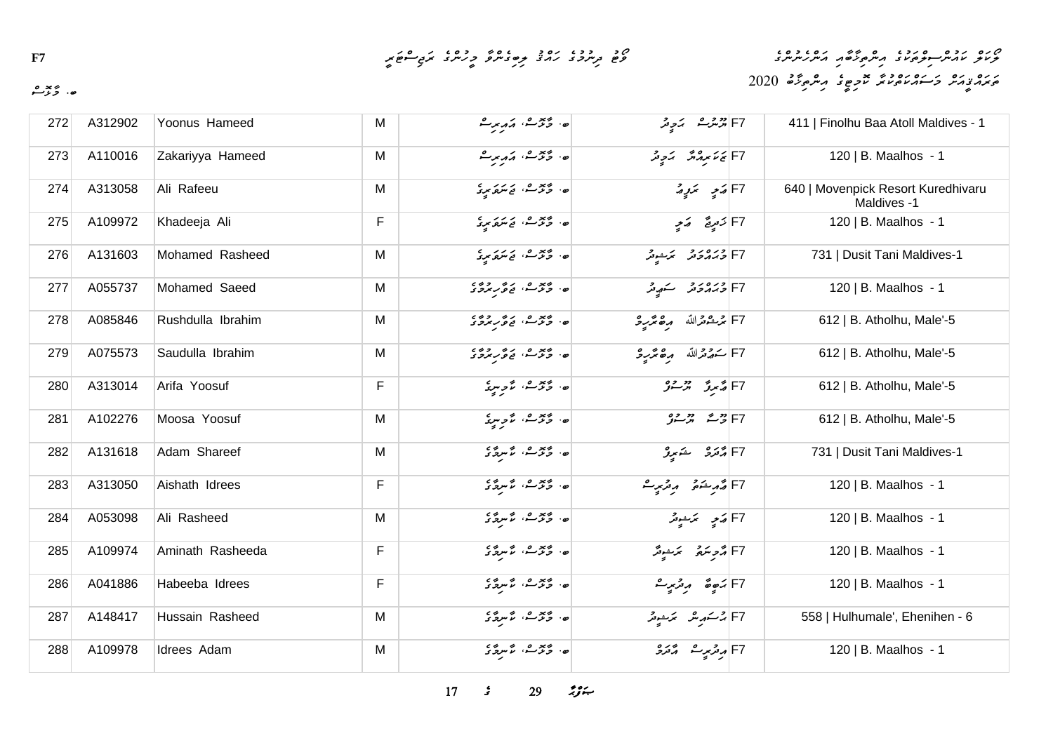| 272 | A312902 | Yoonus Hameed | M | ބ. މާޅޮސް، އަމިރީސް | F7 ޔޫނުސް ހަމީދު | 411 \| Finolhu Baa Atoll Maldives - 1 |
|---|---|---|---|---|---|---|
| 273 | A110016 | Zakariyya Hameed | M | ބ. މާޅޮސް، އަމިރީސް | F7 ޒަކަރިއްޔާ ހަމީދު | 120 \| B. Maalhos - 1 |
| 274 | A313058 | Ali Rafeeu | M | ބ. މާޅޮސް، ޖަނަވަރީގެ | F7 އަލި ރަފީޢު | 640 \| Movenpick Resort Kuredhivaru Maldives -1 |
| 275 | A109972 | Khadeeja Ali | F | ބ. މާޅޮސް، ޖަނަވަރީގެ | F7 ޚަދީޖާ އަލި | 120 \| B. Maalhos - 1 |
| 276 | A131603 | Mohamed Rasheed | M | ބ. މާޅޮސް، ޖަނަވަރީގެ | F7 މުހައްމަދު ރަޝީދު | 731 \| Dusit Tani Maldives-1 |
| 277 | A055737 | Mohamed Saeed | M | ބ. މާޅޮސް، ޖަވާހިރުގޭ | F7 މުހައްމަދު ސަޢީދު | 120 \| B. Maalhos - 1 |
| 278 | A085846 | Rushdulla Ibrahim | M | ބ. މާޅޮސް، ޖަވާހިރުގޭ | F7 ރުޝްދުالله އިބްރާހީމް | 612 \| B. Atholhu, Male'-5 |
| 279 | A075573 | Saudulla Ibrahim | M | ބ. މާޅޮސް، ޖަވާހިރުގޭ | F7 ސަޢުދުالله އިބްރާހީމް | 612 \| B. Atholhu, Male'-5 |
| 280 | A313014 | Arifa Yoosuf | F | ބ. މާޅޮސް، ޗާމިނީ | F7 އާރިފާ ޔޫސުފް | 612 \| B. Atholhu, Male'-5 |
| 281 | A102276 | Moosa Yoosuf | M | ބ. މާޅޮސް، ޗާމިނީ | F7 މޫސާ ޔޫސުފް | 612 \| B. Atholhu, Male'-5 |
| 282 | A131618 | Adam Shareef | M | ބ. މާޅޮސް، ޗާނދާގެ | F7 އާދަމް ޝަރީފް | 731 \| Dusit Tani Maldives-1 |
| 283 | A313050 | Aishath Idrees | F | ބ. މާޅޮސް، ޗާނދާގެ | F7 އާއިޝަތު އިދުރީސް | 120 \| B. Maalhos - 1 |
| 284 | A053098 | Ali Rasheed | M | ބ. މާޅޮސް، ޗާނދާގެ | F7 އަލި ރަޝީދު | 120 \| B. Maalhos - 1 |
| 285 | A109974 | Aminath Rasheeda | F | ބ. މާޅޮސް، ޗާނދާގެ | F7 އާމިނަތު ރަޝީދާ | 120 \| B. Maalhos - 1 |
| 286 | A041886 | Habeeba Idrees | F | ބ. މާޅޮސް، ޗާނދާގެ | F7 ހަބީބާ އިދުރީސް | 120 \| B. Maalhos - 1 |
| 287 | A148417 | Hussain Rasheed | M | ބ. މާޅޮސް، ޗާނދާގެ | F7 ހުސައިން ރަޝީދު | 558 \| Hulhumale', Ehenihen - 6 |
| 288 | A109978 | Idrees Adam | M | ބ. މާޅޮސް، ޗާނދާގެ | F7 އިދުރީސް އާދަމް | 120 \| B. Maalhos - 1 |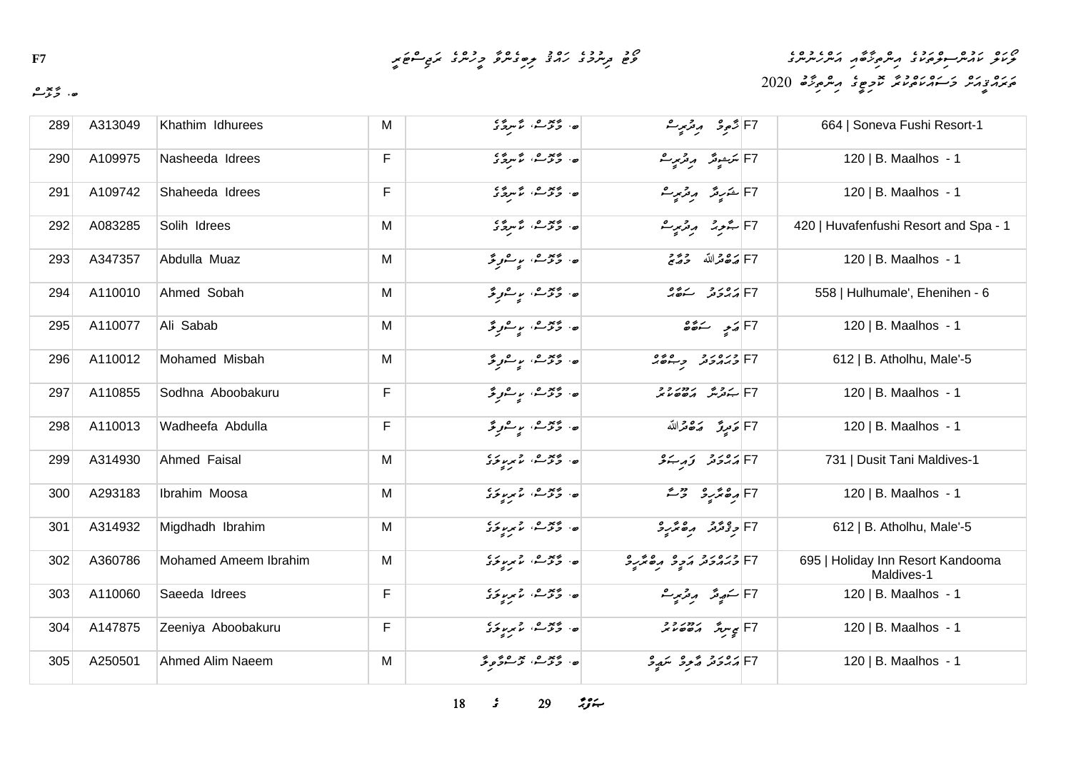| 289 | A313049 | Khathim Idhurees | M | ھ. މާޅޮސް، ކާނިމާގެ | F7 ޚާތިމް އިދުރީސް | 664 \| Soneva Fushi Resort-1 |
|---|---|---|---|---|---|---|
| 290 | A109975 | Nasheeda Idrees | F | ھ. މާޅޮސް، ކާނިމާގެ | F7 ނަޝީދާ އިދުރީސް | 120 \| B. Maalhos - 1 |
| 291 | A109742 | Shaheeda Idrees | F | ھ. މާޅޮސް، ކާނިމާގެ | F7 ޝަހީދާ އިދުރީސް | 120 \| B. Maalhos - 1 |
| 292 | A083285 | Solih Idrees | M | ھ. މާޅޮސް، ކާނިމާގެ | F7 ސާލިހު އިދުރީސް | 420 \| Huvafenfushi Resort and Spa - 1 |
| 293 | A347357 | Abdulla Muaz | M | ھ. މާޅޮސް، ކިސްލިވާ | F7 އަބްދުﷲ މުއާޒު | 120 \| B. Maalhos - 1 |
| 294 | A110010 | Ahmed Sobah | M | ھ. މާޅޮސް، ކިސްލިވާ | F7 އަހުމަދު ސަބާހު | 558 \| Hulhumale', Ehenihen - 6 |
| 295 | A110077 | Ali Sabab | M | ھ. މާޅޮސް، ކިސްލިވާ | F7 އަލި ސަބަބު | 120 \| B. Maalhos - 1 |
| 296 | A110012 | Mohamed Misbah | M | ھ. މާޅޮސް، ކިސްލިވާ | F7 މުހައްމަދު މިސްބާހު | 612 \| B. Atholhu, Male'-5 |
| 297 | A110855 | Sodhna Aboobakuru | F | ھ. މާޅޮސް، ކިސްލިވާ | F7 ސަދުނާ އަބޫބަކުރު | 120 \| B. Maalhos - 1 |
| 298 | A110013 | Wadheefa Abdulla | F | ھ. މާޅޮސް، ކިސްލިވާ | F7 ވަދީފާ އަބްދުﷲ | 120 \| B. Maalhos - 1 |
| 299 | A314930 | Ahmed Faisal | M | ھ. މާޅޮސް، ކުރިކިލަގެ | F7 އަހުމަދު ފައިސަލް | 731 \| Dusit Tani Maldives-1 |
| 300 | A293183 | Ibrahim Moosa | M | ھ. މާޅޮސް، ކުރިކިލަގެ | F7 އިބްރާހީމް މޫސާ | 120 \| B. Maalhos - 1 |
| 301 | A314932 | Migdhadh Ibrahim | M | ھ. މާޅޮސް، ކުރިކިލަގެ | F7 މިގްދާދު އިބްރާހީމް | 612 \| B. Atholhu, Male'-5 |
| 302 | A360786 | Mohamed Ameem Ibrahim | M | ھ. މާޅޮސް، ކުރިކިލަގެ | F7 މުހައްމަދު އަމީމް އިބްރާހީމް | 695 \| Holiday Inn Resort Kandooma Maldives-1 |
| 303 | A110060 | Saeeda Idrees | F | ھ. މާޅޮސް، ކުރިކިލަގެ | F7 ސައީދާ އިދުރީސް | 120 \| B. Maalhos - 1 |
| 304 | A147875 | Zeeniya Aboobakuru | F | ھ. މާޅޮސް، ކުރިކިލަގެ | F7 ޒީނިޔާ އަބޫބަކުރު | 120 \| B. Maalhos - 1 |
| 305 | A250501 | Ahmed Alim Naeem | M | ھ. މާޅޮސް، ކޮސްމޮސް | F7 އަހުމަދު އާލިމް ނައީމް | 120 \| B. Maalhos - 1 |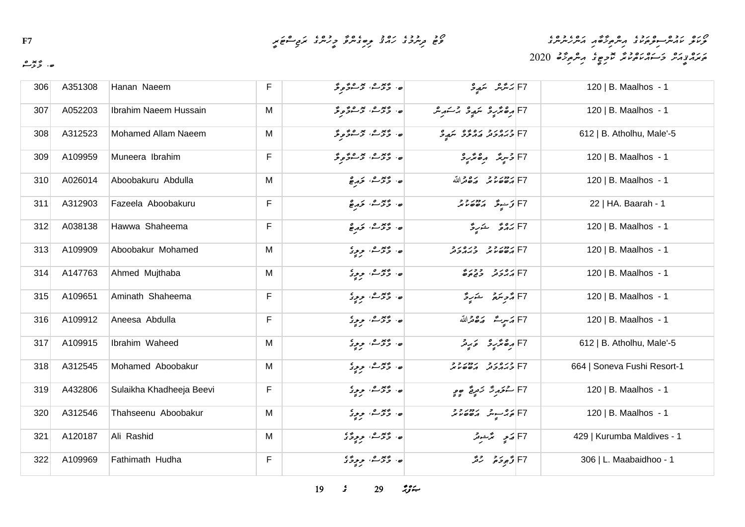| 306 | A351308 | Hanan Naeem | F | ބ. މާޅޮސް، ޑޯސްމާވިލާ | F7 ހަނާން ނައީމް | 120 \| B. Maalhos - 1 |
|---|---|---|---|---|---|---|
| 307 | A052203 | Ibrahim Naeem Hussain | M | ބ. މާޅޮސް، ޑޯސްމާވިލާ | F7 އިބްރާހީމް ނައީމް ހުސައިން | 120 \| B. Maalhos - 1 |
| 308 | A312523 | Mohamed Allam Naeem | M | ބ. މާޅޮސް، ޑޯސްމާވިލާ | F7 މުހައްމަދު އައްލާމް ނައީމް | 612 \| B. Atholhu, Male'-5 |
| 309 | A109959 | Muneera Ibrahim | F | ބ. މާޅޮސް، ޑޯސްމާވިލާ | F7 މުނީރާ އިބްރާހީމް | 120 \| B. Maalhos - 1 |
| 310 | A026014 | Aboobakuru Abdulla | M | ބ. މާޅޮސް، ވައިޓް | F7 އަބޫބަކުރު އަބްދުﷲ | 120 \| B. Maalhos - 1 |
| 311 | A312903 | Fazeela Aboobakuru | F | ބ. މާޅޮސް، ވައިޓް | F7 ފަޒީލާ އަބޫބަކުރު | 22 \| HA. Baarah - 1 |
| 312 | A038138 | Hawwa Shaheema | F | ބ. މާޅޮސް، ވައިޓް | F7 ހައްވާ ޝަހީމާ | 120 \| B. Maalhos - 1 |
| 313 | A109909 | Aboobakur Mohamed | M | ބ. މާޅޮސް، ވިލާ | F7 އަބޫބަކުރު މުހައްމަދު | 120 \| B. Maalhos - 1 |
| 314 | A147763 | Ahmed Mujthaba | M | ބ. މާޅޮސް، ވިލާ | F7 އަހްމަދު މުޖްތަބާ | 120 \| B. Maalhos - 1 |
| 315 | A109651 | Aminath Shaheema | F | ބ. މާޅޮސް، ވިލާ | F7 އާމިނަތު ޝަހީމާ | 120 \| B. Maalhos - 1 |
| 316 | A109912 | Aneesa Abdulla | F | ބ. މާޅޮސް، ވިލާ | F7 އަނީސާ އަބްދުﷲ | 120 \| B. Maalhos - 1 |
| 317 | A109915 | Ibrahim Waheed | M | ބ. މާޅޮސް، ވިލާ | F7 އިބްރާހީމް ވަހީދު | 612 \| B. Atholhu, Male'-5 |
| 318 | A312545 | Mohamed Aboobakur | M | ބ. މާޅޮސް، ވިލާ | F7 މުހައްމަދު އަބޫބަކުރު | 664 \| Soneva Fushi Resort-1 |
| 319 | A432806 | Sulaikha Khadheeja Beevi | F | ބ. މާޅޮސް، ވިލާ | F7 ސުލައިހާ ޚަދީޖާ ބީބީ | 120 \| B. Maalhos - 1 |
| 320 | A312546 | Thahseenu Aboobakur | M | ބ. މާޅޮސް، ވިލާ | F7 ތަހްސީނު އަބޫބަކުރު | 120 \| B. Maalhos - 1 |
| 321 | A120187 | Ali Rashid | M | ބ. މާޅޮސް، ވިލާގެ | F7 އަލީ ރާޝިދު | 429 \| Kurumba Maldives - 1 |
| 322 | A109969 | Fathimath Hudha | F | ބ. މާޅޮސް، ވިލާގެ | F7 ފާތިމަތު ހުދާ | 306 \| L. Maabaidhoo - 1 |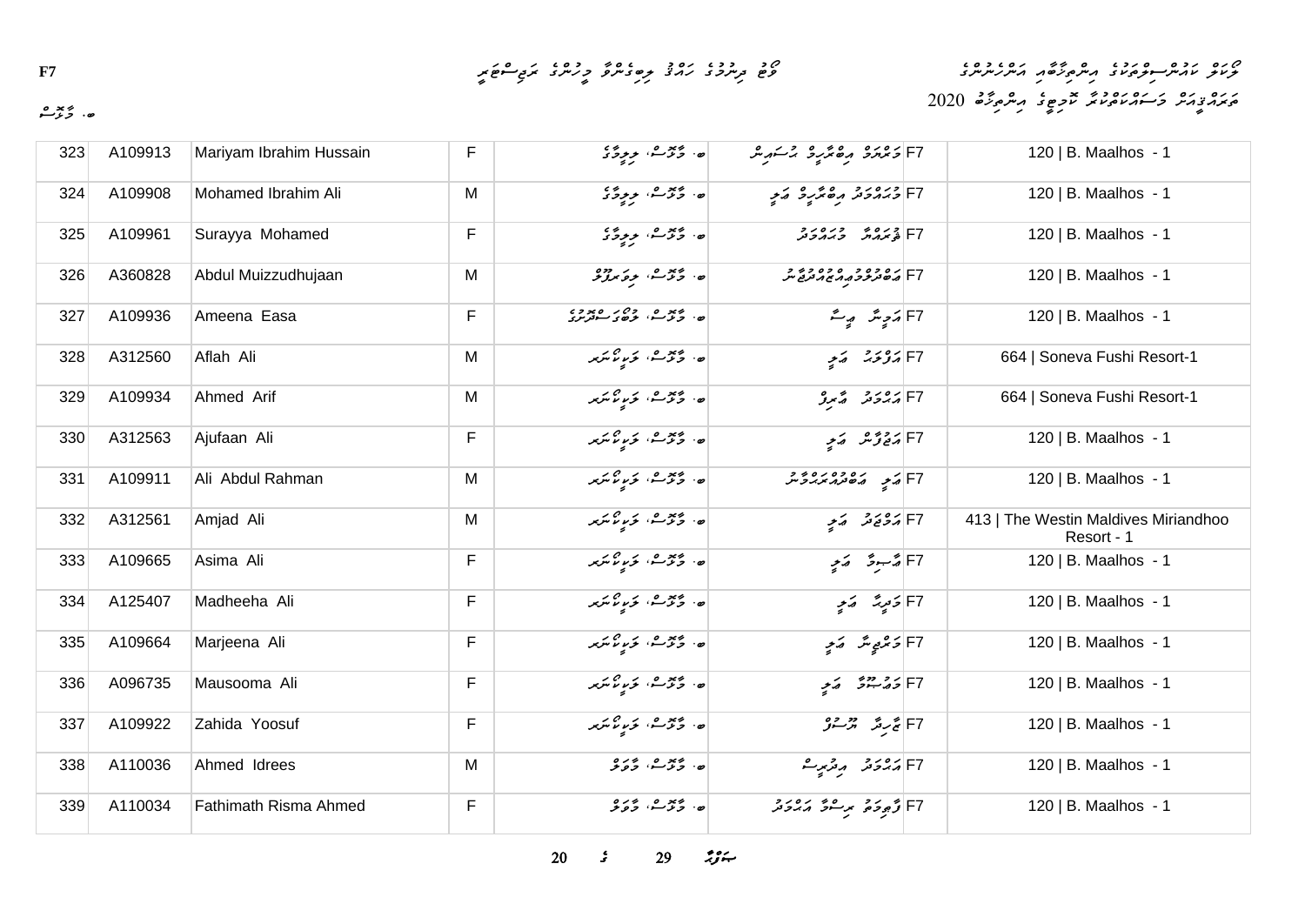| 323 | A109913 | Mariyam Ibrahim Hussain | F | ھ. މާޅޮސް، ލިލީމާގެ | F7 މަރިޔަމް އިބްރާހީމް ހުސައިން | 120 \| B. Maalhos - 1 |
|---|---|---|---|---|---|---|
| 324 | A109908 | Mohamed Ibrahim Ali | M | ھ. މާޅޮސް، ލިލީމާގެ | F7 މުހައްމަދު އިބްރާހީމް އަލި | 120 \| B. Maalhos - 1 |
| 325 | A109961 | Surayya Mohamed | F | ھ. މާޅޮސް، ލިލީމާގެ | F7 ޘުރައްޔާ މުހައްމަދު | 120 \| B. Maalhos - 1 |
| 326 | A360828 | Abdul Muizzudhujaan | M | ھ. މާޅޮސް، ލިލީ ނިވާ | F7 އަބްދުލްމުޢިއްޒުއްދުޖާން | 120 \| B. Maalhos - 1 |
| 327 | A109936 | Ameena Easa | F | ھ. މާޅޮސް، ލޯބީގެ ސްޓޯރޫމް | F7 އަމީނާ ޢީސާ | 120 \| B. Maalhos - 1 |
| 328 | A312560 | Aflah Ali | M | ھ. މާޅޮސް، ލައިޓްހައުސް | F7 އަފްލަޙް އަލި | 664 \| Soneva Fushi Resort-1 |
| 329 | A109934 | Ahmed Arif | M | ھ. މާޅޮސް، ލައިޓްހައުސް | F7 އަޙްމަދު އާރިފް | 664 \| Soneva Fushi Resort-1 |
| 330 | A312563 | Ajufaan Ali | F | ھ. މާޅޮސް، ލައިޓްހައުސް | F7 އަޖުފާން އަލި | 120 \| B. Maalhos - 1 |
| 331 | A109911 | Ali Abdul Rahman | M | ھ. މާޅޮސް، ލައިޓްހައުސް | F7 އަލި އަބްދުއްރަޙްމާން | 120 \| B. Maalhos - 1 |
| 332 | A312561 | Amjad Ali | M | ھ. މާޅޮސް، ލައިޓްހައުސް | F7 އަމްޖަދު އަލި | 413 \| The Westin Maldives Miriandhoo Resort - 1 |
| 333 | A109665 | Asima Ali | F | ھ. މާޅޮސް، ލައިޓްހައުސް | F7 އާސިމާ އަލި | 120 \| B. Maalhos - 1 |
| 334 | A125407 | Madheeha Ali | F | ھ. މާޅޮސް، ލައިޓްހައުސް | F7 މަދީޙާ އަލި | 120 \| B. Maalhos - 1 |
| 335 | A109664 | Marjeena Ali | F | ھ. މާޅޮސް، ލައިޓްހައުސް | F7 މަރްޖީނާ އަލި | 120 \| B. Maalhos - 1 |
| 336 | A096735 | Mausooma Ali | F | ھ. މާޅޮސް، ލައިޓްހައުސް | F7 މައުޞޫމާ އަލި | 120 \| B. Maalhos - 1 |
| 337 | A109922 | Zahida Yoosuf | F | ھ. މާޅޮސް، ލައިޓްހައުސް | F7 ޒާހިދާ ޔޫސުފް | 120 \| B. Maalhos - 1 |
| 338 | A110036 | Ahmed Idrees | M | ھ. މާޅޮސް، މާމަލް | F7 އަޙްމަދު އިދުރީސް | 120 \| B. Maalhos - 1 |
| 339 | A110034 | Fathimath Risma Ahmed | F | ھ. މާޅޮސް، މާމަލް | F7 ފާތިމަތު ރިސްމާ އަޙްމަދު | 120 \| B. Maalhos - 1 |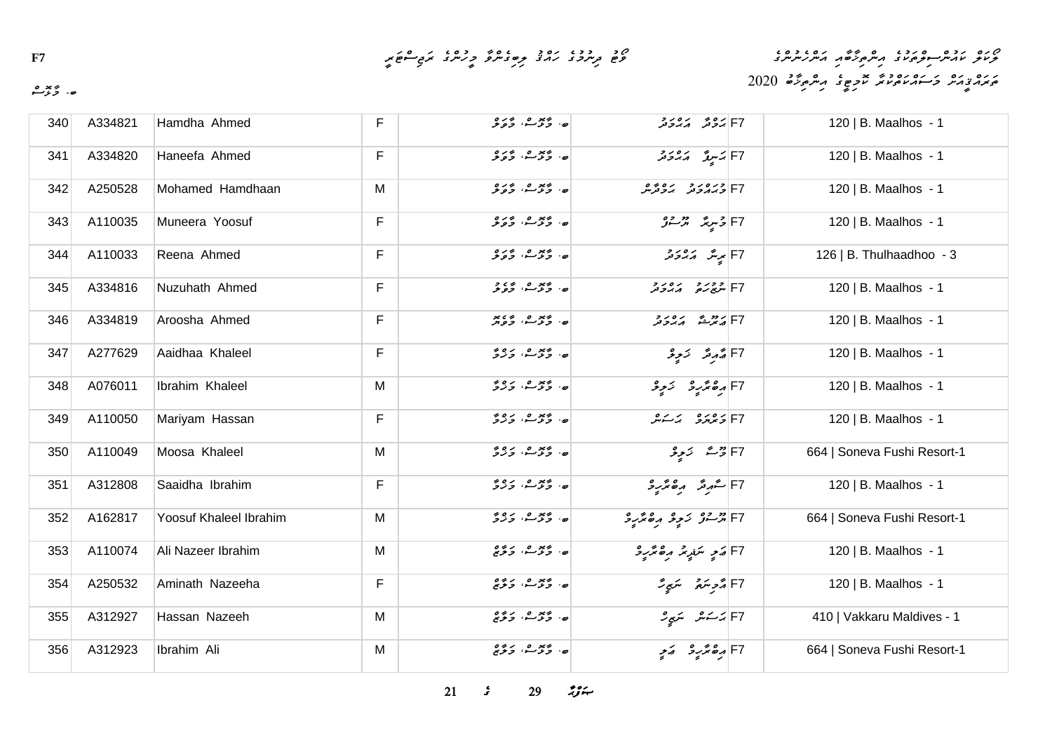| 340 | A334821 | Hamdha Ahmed | F | ھ. މާޅޮސް، މާވަށް | F7 ހަމްދާ އަޙްމަދު | 120 \| B. Maalhos - 1 |
|---|---|---|---|---|---|---|
| 341 | A334820 | Haneefa Ahmed | F | ھ. މާޅޮސް، މާވަށް | F7 ހަނީފާ އަޙްމަދު | 120 \| B. Maalhos - 1 |
| 342 | A250528 | Mohamed Hamdhaan | M | ھ. މާޅޮސް، މާވަށް | F7 މުޙައްމަދު ހަމްދާން | 120 \| B. Maalhos - 1 |
| 343 | A110035 | Muneera Yoosuf | F | ھ. މާޅޮސް، މާވަށް | F7 މުނީރާ ޔޫސުފް | 120 \| B. Maalhos - 1 |
| 344 | A110033 | Reena Ahmed | F | ھ. މާޅޮސް، މާވަށް | F7 ރީނާ އަޙްމަދު | 126 \| B. Thulhaadhoo - 3 |
| 345 | A334816 | Nuzuhath Ahmed | F | ھ. މާޅޮސް، މާވަށް | F7 ނުޒުހަތު އަޙްމަދު | 120 \| B. Maalhos - 1 |
| 346 | A334819 | Aroosha Ahmed | F | ھ. މާޅޮސް، މާވަރު | F7 އަރޫޝާ އަޙްމަދު | 120 \| B. Maalhos - 1 |
| 347 | A277629 | Aaidhaa Khaleel | F | ھ. މާޅޮސް، ވަރުގާ | F7 އާއިދާ ޚަލީލް | 120 \| B. Maalhos - 1 |
| 348 | A076011 | Ibrahim Khaleel | M | ھ. މާޅޮސް، ވަރުގާ | F7 އިބްރާހީމް ޚަލީލް | 120 \| B. Maalhos - 1 |
| 349 | A110050 | Mariyam Hassan | F | ھ. މާޅޮސް، ވަރުގާ | F7 މަރިޔަމް ހަސަން | 120 \| B. Maalhos - 1 |
| 350 | A110049 | Moosa Khaleel | M | ھ. މާޅޮސް، ވަރުގާ | F7 މޫސާ ޚަލީލް | 664 \| Soneva Fushi Resort-1 |
| 351 | A312808 | Saaidha Ibrahim | F | ھ. މާޅޮސް، ވަރުގާ | F7 ސާއިދާ އިބްރާހީމް | 120 \| B. Maalhos - 1 |
| 352 | A162817 | Yoosuf Khaleel Ibrahim | M | ھ. މާޅޮސް، ވަރުގާ | F7 ޔޫސުފް ޚަލީލް އިބްރާހީމް | 664 \| Soneva Fushi Resort-1 |
| 353 | A110074 | Ali Nazeer Ibrahim | M | ھ. މާޅޮސް، ވަލާމް | F7 އަލީ ނަޒީރު އިބްރާހީމް | 120 \| B. Maalhos - 1 |
| 354 | A250532 | Aminath Nazeeha | F | ھ. މާޅޮސް، ވަލާމް | F7 އާމިނަތު ނަޒީހާ | 120 \| B. Maalhos - 1 |
| 355 | A312927 | Hassan Nazeeh | M | ھ. މާޅޮސް، ވަލާމް | F7 ހަސަން ނަޒީހު | 410 \| Vakkaru Maldives - 1 |
| 356 | A312923 | Ibrahim Ali | M | ھ. މާޅޮސް، ވަލާމް | F7 އިބްރާހީމް އަލީ | 664 \| Soneva Fushi Resort-1 |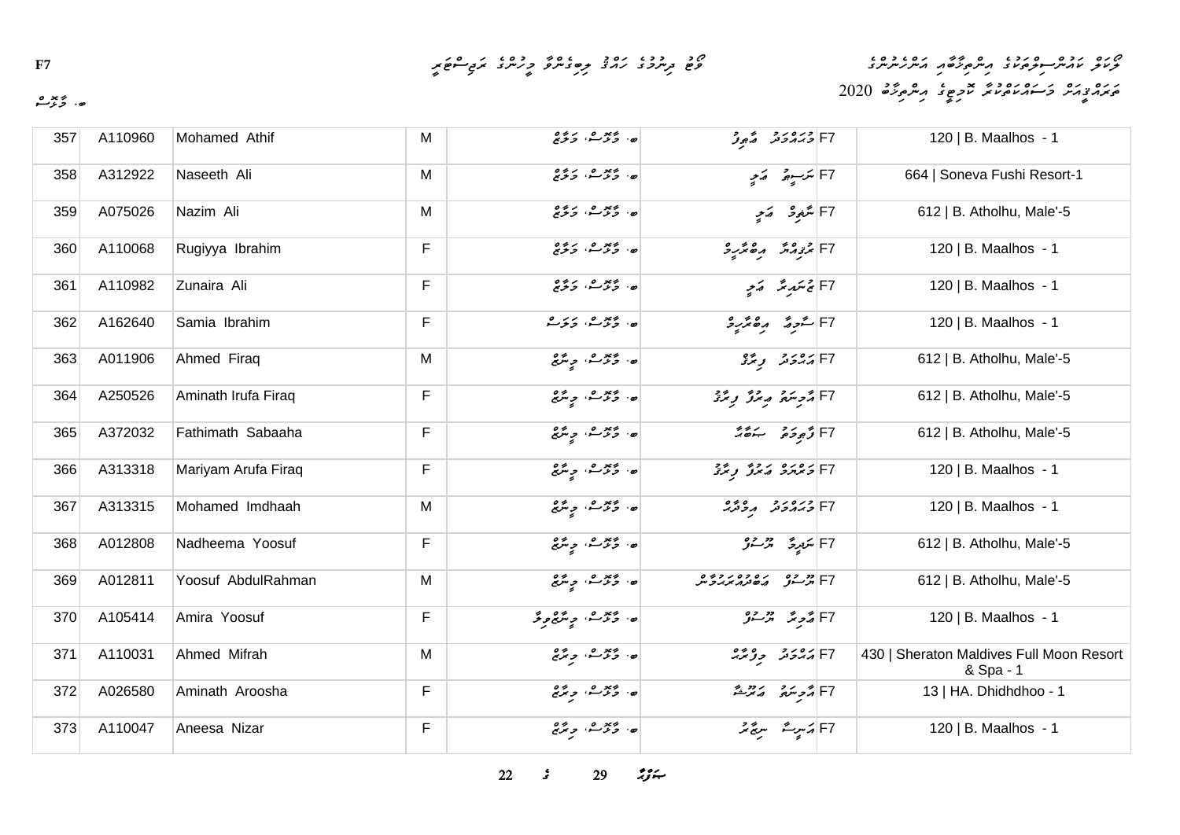| 357 | A110960 | Mohamed Athif | M | ھ. މާޅޮސް، ގަލާޖް | F7 މުޙައްމަދު އާތިފު | 120 \| B. Maalhos - 1 |
|---|---|---|---|---|---|---|
| 358 | A312922 | Naseeth Ali | M | ھ. މާޅޮސް، ގަލާޖް | F7 ނަސީތު ޢަލީ | 664 \| Soneva Fushi Resort-1 |
| 359 | A075026 | Nazim Ali | M | ھ. މާޅޮސް، ގަލާޖް | F7 ނާޒިމް ޢަލީ | 612 \| B. Atholhu, Male'-5 |
| 360 | A110068 | Rugiyya Ibrahim | F | ھ. މާޅޮސް، ގަލާޖް | F7 ރުޤިއްޔާ އިބްރާހީމް | 120 \| B. Maalhos - 1 |
| 361 | A110982 | Zunaira Ali | F | ھ. މާޅޮސް، ގަލާޖް | F7 ޒުނައިރާ ޢަލީ | 120 \| B. Maalhos - 1 |
| 362 | A162640 | Samia Ibrahim | F | ھ. މާޅޮސް، ގަލަސް | F7 ސާމިޔާ އިބްރާހީމް | 120 \| B. Maalhos - 1 |
| 363 | A011906 | Ahmed Firaq | M | ھ. މާޅޮސް، ޖިނާޙް | F7 އަޙްމަދު ފިރާޤު | 612 \| B. Atholhu, Male'-5 |
| 364 | A250526 | Aminath Irufa Firaq | F | ھ. މާޅޮސް، ޖިނާޙް | F7 އާމިނަތު އިރުފާ ފިރާޤު | 612 \| B. Atholhu, Male'-5 |
| 365 | A372032 | Fathimath Sabaaha | F | ھ. މާޅޮސް، ޖިނާޙް | F7 ފާތިމަތު ސަބާޙާ | 612 \| B. Atholhu, Male'-5 |
| 366 | A313318 | Mariyam Arufa Firaq | F | ھ. މާޅޮސް، ޖިނާޙް | F7 މަރިޔަމް އަރުފާ ފިރާޤު | 120 \| B. Maalhos - 1 |
| 367 | A313315 | Mohamed Imdhaah | M | ھ. މާޅޮސް، ޖިނާޙް | F7 މުޙައްމަދު އިމްދާޙް | 120 \| B. Maalhos - 1 |
| 368 | A012808 | Nadheema Yoosuf | F | ھ. މާޅޮސް، ޖިނާޙް | F7 ނަދީމާ ޔޫސުފު | 612 \| B. Atholhu, Male'-5 |
| 369 | A012811 | Yoosuf AbdulRahman | M | ھ. މާޅޮސް، ޖިނާޙް | F7 ޔޫސުފު އަބްދުއްރަޙްމާން | 612 \| B. Atholhu, Male'-5 |
| 370 | A105414 | Amira Yoosuf | F | ھ. މާޅޮސް، ޖިނާޙްވިލާ | F7 އާމިރާ ޔޫސުފު | 120 \| B. Maalhos - 1 |
| 371 | A110031 | Ahmed Mifrah | M | ھ. މާޅޮސް، ޖިރާޙް | F7 އަޙްމަދު މިފްރާޙް | 430 \| Sheraton Maldives Full Moon Resort & Spa - 1 |
| 372 | A026580 | Aminath Aroosha | F | ھ. މާޅޮސް، ޖިރާޙް | F7 އާމިނަތު އަރޫޝާ | 13 \| HA. Dhidhdhoo - 1 |
| 373 | A110047 | Aneesa Nizar | F | ھ. މާޅޮސް، ޖިރާޙް | F7 އަނީސާ ނިޒާރު | 120 \| B. Maalhos - 1 |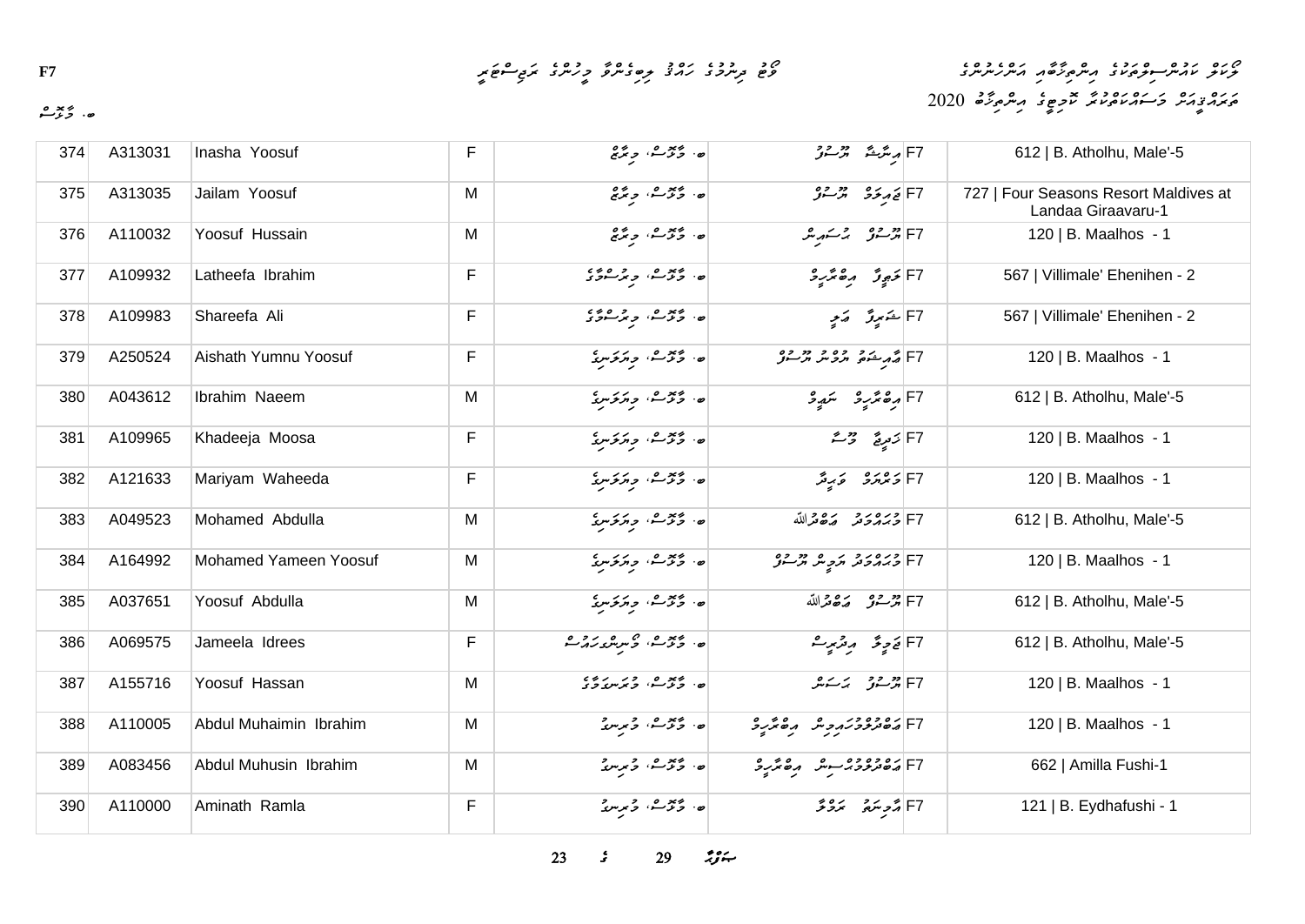| 374 | A313031 | Inasha Yoosuf | F | ބ. މާޅޮސް، މިރާޖު | F7 އިނާޝާ ޔޫސުފް | 612 \| B. Atholhu, Male'-5 |
|---|---|---|---|---|---|---|
| 375 | A313035 | Jailam Yoosuf | M | ބ. މާޅޮސް، މިރާޖު | F7 ޖައިލަމް ޔޫސުފް | 727 \| Four Seasons Resort Maldives at Landaa Giraavaru-1 |
| 376 | A110032 | Yoosuf Hussain | M | ބ. މާޅޮސް، މިރާޖު | F7 ޔޫސުފް ހުސައިން | 120 \| B. Maalhos - 1 |
| 377 | A109932 | Latheefa Ibrahim | F | ބ. މާޅޮސް، މިރުސްމާގެ | F7 ލަތީފާ އިބްރާހީމް | 567 \| Villimale' Ehenihen - 2 |
| 378 | A109983 | Shareefa Ali | F | ބ. މާޅޮސް، މިރުސްމާގެ | F7 ޝަރީފާ އަލި | 567 \| Villimale' Ehenihen - 2 |
| 379 | A250524 | Aishath Yumnu Yoosuf | F | ބ. މާޅޮސް، މިރުވަރިގެ | F7 އާއިޝަތު ޔުމްނު ޔޫސުފް | 120 \| B. Maalhos - 1 |
| 380 | A043612 | Ibrahim Naeem | M | ބ. މާޅޮސް، މިރުވަރިގެ | F7 އިބްރާހީމް ނަޢީމް | 612 \| B. Atholhu, Male'-5 |
| 381 | A109965 | Khadeeja Moosa | F | ބ. މާޅޮސް، މިރުވަރިގެ | F7 ޚަދީޖާ މޫސާ | 120 \| B. Maalhos - 1 |
| 382 | A121633 | Mariyam Waheeda | F | ބ. މާޅޮސް، މިރުވަރިގެ | F7 މަރިޔަމް ވަހީދާ | 120 \| B. Maalhos - 1 |
| 383 | A049523 | Mohamed Abdulla | M | ބ. މާޅޮސް، މިރުވަރިގެ | F7 މުޙައްމަދު ޢަބްދުﷲ | 612 \| B. Atholhu, Male'-5 |
| 384 | A164992 | Mohamed Yameen Yoosuf | M | ބ. މާޅޮސް، މިރުވަރިގެ | F7 މުޙައްމަދު ޔަމީން ޔޫސުފް | 120 \| B. Maalhos - 1 |
| 385 | A037651 | Yoosuf Abdulla | M | ބ. މާޅޮސް، މިރުވަރިގެ | F7 ޔޫސުފް ޢަބްދުﷲ | 612 \| B. Atholhu, Male'-5 |
| 386 | A069575 | Jameela Idrees | F | ބ. މާޅޮސް، ވޮނިންގްހައުސް | F7 ޖަމީލާ އިދްރީސް | 612 \| B. Atholhu, Male'-5 |
| 387 | A155716 | Yoosuf Hassan | M | ބ. މާޅޮސް، މުރަނގަމާގެ | F7 ޔޫސުފް ހަސަން | 120 \| B. Maalhos - 1 |
| 388 | A110005 | Abdul Muhaimin Ibrahim | M | ބ. މާޅޮސް، މުރިނގު | F7 އަބްދުލްމުހައިމިން އިބްރާހީމް | 120 \| B. Maalhos - 1 |
| 389 | A083456 | Abdul Muhusin Ibrahim | M | ބ. މާޅޮސް، މުރިނގު | F7 އަބްދުލްމުހުސިން އިބްރާހީމް | 662 \| Amilla Fushi-1 |
| 390 | A110000 | Aminath Ramla | F | ބ. މާޅޮސް، މުރިނގު | F7 އާމިނަތު ރަމްލާ | 121 \| B. Eydhafushi - 1 |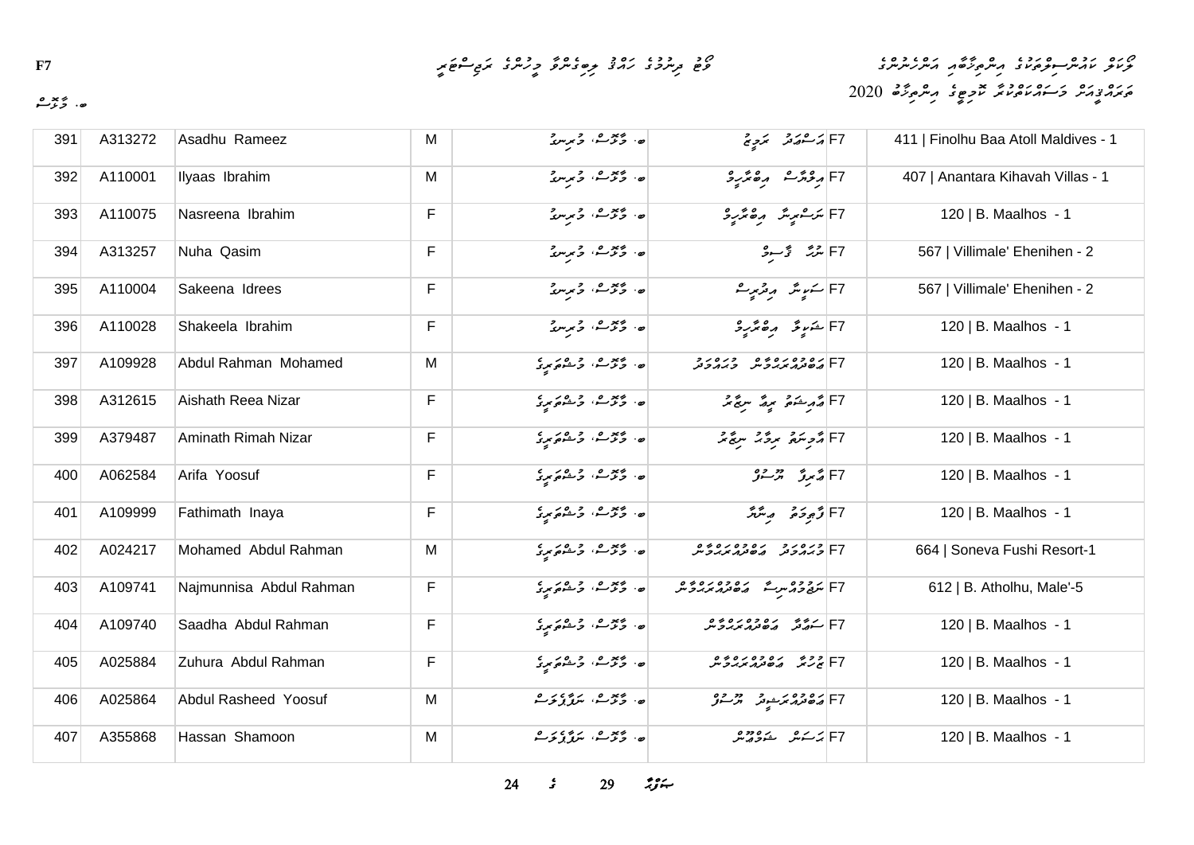| 391 | A313272 | Asadhu Rameez | M | ބ. މާޅޮސް، މުރިނގު | އަސްޢަދު ރަމީޒު | F7 | 411 \| Finolhu Baa Atoll Maldives - 1 |
|---|---|---|---|---|---|---|---|
| 392 | A110001 | Ilyaas Ibrahim | M | ބ. މާޅޮސް، މުރިނގު | އިލްޔާސް އިބްރާހީމް | F7 | 407 \| Anantara Kihavah Villas - 1 |
| 393 | A110075 | Nasreena Ibrahim | F | ބ. މާޅޮސް، މުރިނގު | ނަސްރީނާ އިބްރާހީމް | F7 | 120 \| B. Maalhos - 1 |
| 394 | A313257 | Nuha Qasim | F | ބ. މާޅޮސް، މުރިނގު | ނުހާ ޤާސިމް | F7 | 567 \| Villimale' Ehenihen - 2 |
| 395 | A110004 | Sakeena Idrees | F | ބ. މާޅޮސް، މުރިނގު | ސަކީނާ އިދްރީސް | F7 | 567 \| Villimale' Ehenihen - 2 |
| 396 | A110028 | Shakeela Ibrahim | F | ބ. މާޅޮސް، މުރިނގު | ޝަކީލާ އިބްރާހީމް | F7 | 120 \| B. Maalhos - 1 |
| 397 | A109928 | Abdul Rahman Mohamed | M | ބ. މާޅޮސް، މުސްތަޤީމީގެ | އަބްދުއްރަޙްމާން މުޙައްމަދު | F7 | 120 \| B. Maalhos - 1 |
| 398 | A312615 | Aishath Reea Nizar | F | ބ. މާޅޮސް، މުސްތަޤީމީގެ | އާއިޝަތު ރީއާ ނިޒާރު | F7 | 120 \| B. Maalhos - 1 |
| 399 | A379487 | Aminath Rimah Nizar | F | ބ. މާޅޮސް، މުސްތަޤީމީގެ | އާމިނަތު ރިމާޙް ނިޒާރު | F7 | 120 \| B. Maalhos - 1 |
| 400 | A062584 | Arifa Yoosuf | F | ބ. މާޅޮސް، މުސްތަޤީމީގެ | އާރިފާ ޔޫސުފް | F7 | 120 \| B. Maalhos - 1 |
| 401 | A109999 | Fathimath Inaya | F | ބ. މާޅޮސް، މުސްތަޤީމީގެ | ފާތިމަތު އިނާޔާ | F7 | 120 \| B. Maalhos - 1 |
| 402 | A024217 | Mohamed Abdul Rahman | M | ބ. މާޅޮސް، މުސްތަޤީމީގެ | މުޙައްމަދު އަބްދުއްރަޙްމާން | F7 | 664 \| Soneva Fushi Resort-1 |
| 403 | A109741 | Najmunnisa Abdul Rahman | F | ބ. މާޅޮސް، މުސްތަޤީމީގެ | ނަޖްމުންނިސާ އަބްދުއްރަޙްމާން | F7 | 612 \| B. Atholhu, Male'-5 |
| 404 | A109740 | Saadha Abdul Rahman | F | ބ. މާޅޮސް، މުސްތަޤީމީގެ | ސަޢާދާ އަބްދުއްރަޙްމާން | F7 | 120 \| B. Maalhos - 1 |
| 405 | A025884 | Zuhura Abdul Rahman | F | ބ. މާޅޮސް، މުސްތަޤީމީގެ | ޒުހުރާ އަބްދުއްރަޙްމާން | F7 | 120 \| B. Maalhos - 1 |
| 406 | A025864 | Abdul Rasheed Yoosuf | M | ބ. މާޅޮސް، ނަފާފަރަސް | އަބްދުއްރަޝީދު ޔޫސުފް | F7 | 120 \| B. Maalhos - 1 |
| 407 | A355868 | Hassan Shamoon | M | ބ. މާޅޮސް، ނަފާފަރަސް | ޙަސަން ޝަމްޢޫން | F7 | 120 \| B. Maalhos - 1 |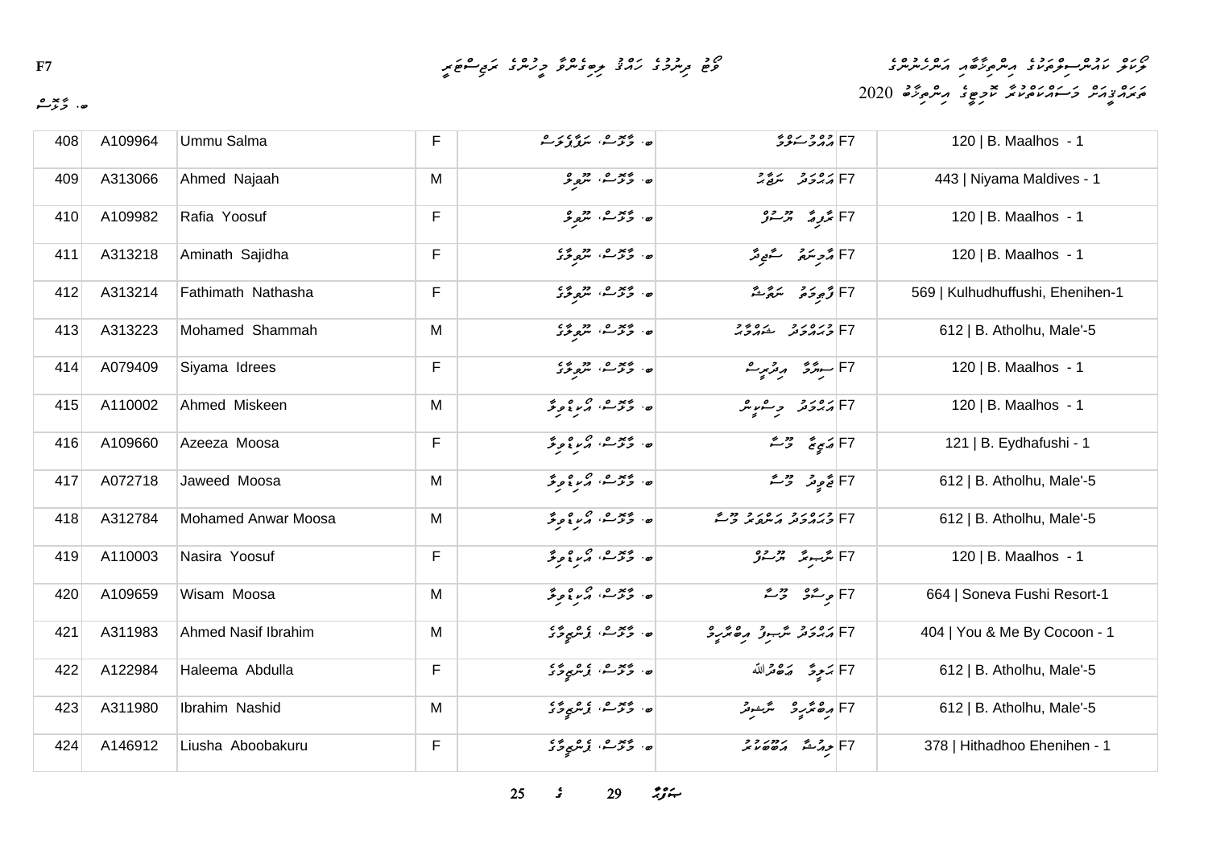| 408 | A109964 | Ummu Salma | F | ھ. މާޅޮސް، ނަފްޓާލަސް | F7 އުއްމު ސަލްމާ | 120 \| B. Maalhos - 1 |
|---|---|---|---|---|---|---|
| 409 | A313066 | Ahmed Najaah | M | ھ. މާޅޮސް، ނޫރީވާ | F7 އަހްމަދު ނަޖާހު | 443 \| Niyama Maldives - 1 |
| 410 | A109982 | Rafia Yoosuf | F | ھ. މާޅޮސް، ނޫރީވާ | F7 ރާފިޢާ ޔޫސުފް | 120 \| B. Maalhos - 1 |
| 411 | A313218 | Aminath Sajidha | F | ھ. މާޅޮސް، ނޫރީވާގެ | F7 އާމިނަތު ސާޖިދާ | 120 \| B. Maalhos - 1 |
| 412 | A313214 | Fathimath Nathasha | F | ھ. މާޅޮސް، ނޫރީވާގެ | F7 ފާތިމަތު ނަތާޝާ | 569 \| Kulhudhuffushi, Ehenihen-1 |
| 413 | A313223 | Mohamed Shammah | M | ھ. މާޅޮސް، ނޫރީވާގެ | F7 މުހައްމަދު ޝައްމާހު | 612 \| B. Atholhu, Male'-5 |
| 414 | A079409 | Siyama Idrees | F | ھ. މާޅޮސް، ނޫރީވާގެ | F7 ސިޔާމާ އިދްރީސް | 120 \| B. Maalhos - 1 |
| 415 | A110002 | Ahmed Miskeen | M | ھ. މާޅޮސް، އާރުޒޫވިލާ | F7 އަހްމަދު މިސްކީން | 120 \| B. Maalhos - 1 |
| 416 | A109660 | Azeeza Moosa | F | ھ. މާޅޮސް، އާރުޒޫވިލާ | F7 އަޒީޒާ މޫސާ | 121 \| B. Eydhafushi - 1 |
| 417 | A072718 | Jaweed Moosa | M | ھ. މާޅޮސް، އާރުޒޫވިލާ | F7 ޖާވީދު މޫސާ | 612 \| B. Atholhu, Male'-5 |
| 418 | A312784 | Mohamed Anwar Moosa | M | ھ. މާޅޮސް، އާރުޒޫވިލާ | F7 މުހައްމަދު އަންވަރު މޫސާ | 612 \| B. Atholhu, Male'-5 |
| 419 | A110003 | Nasira Yoosuf | F | ھ. މާޅޮސް، އާރުޒޫވިލާ | F7 ނާޞިރާ ޔޫސުފް | 120 \| B. Maalhos - 1 |
| 420 | A109659 | Wisam Moosa | M | ھ. މާޅޮސް، އާރުޒޫވިލާ | F7 ވިސާމް މޫސާ | 664 \| Soneva Fushi Resort-1 |
| 421 | A311983 | Ahmed Nasif Ibrahim | M | ھ. މާޅޮސް، ފެންނީވާގެ | F7 އަހްމަދު ނާޞިފު އިބްރާހީމް | 404 \| You & Me By Cocoon - 1 |
| 422 | A122984 | Haleema Abdulla | F | ھ. މާޅޮސް، ފެންނީވާގެ | F7 ހަލީމާ އަބްދުﷲ | 612 \| B. Atholhu, Male'-5 |
| 423 | A311980 | Ibrahim Nashid | M | ھ. މާޅޮސް، ފެންނީވާގެ | F7 އިބްރާހީމް ނާޝިދު | 612 \| B. Atholhu, Male'-5 |
| 424 | A146912 | Liusha Aboobakuru | F | ھ. މާޅޮސް، ފެންނީވާގެ | F7 ލިއުޝާ އަބޫބަކުރު | 378 \| Hithadhoo Ehenihen - 1 |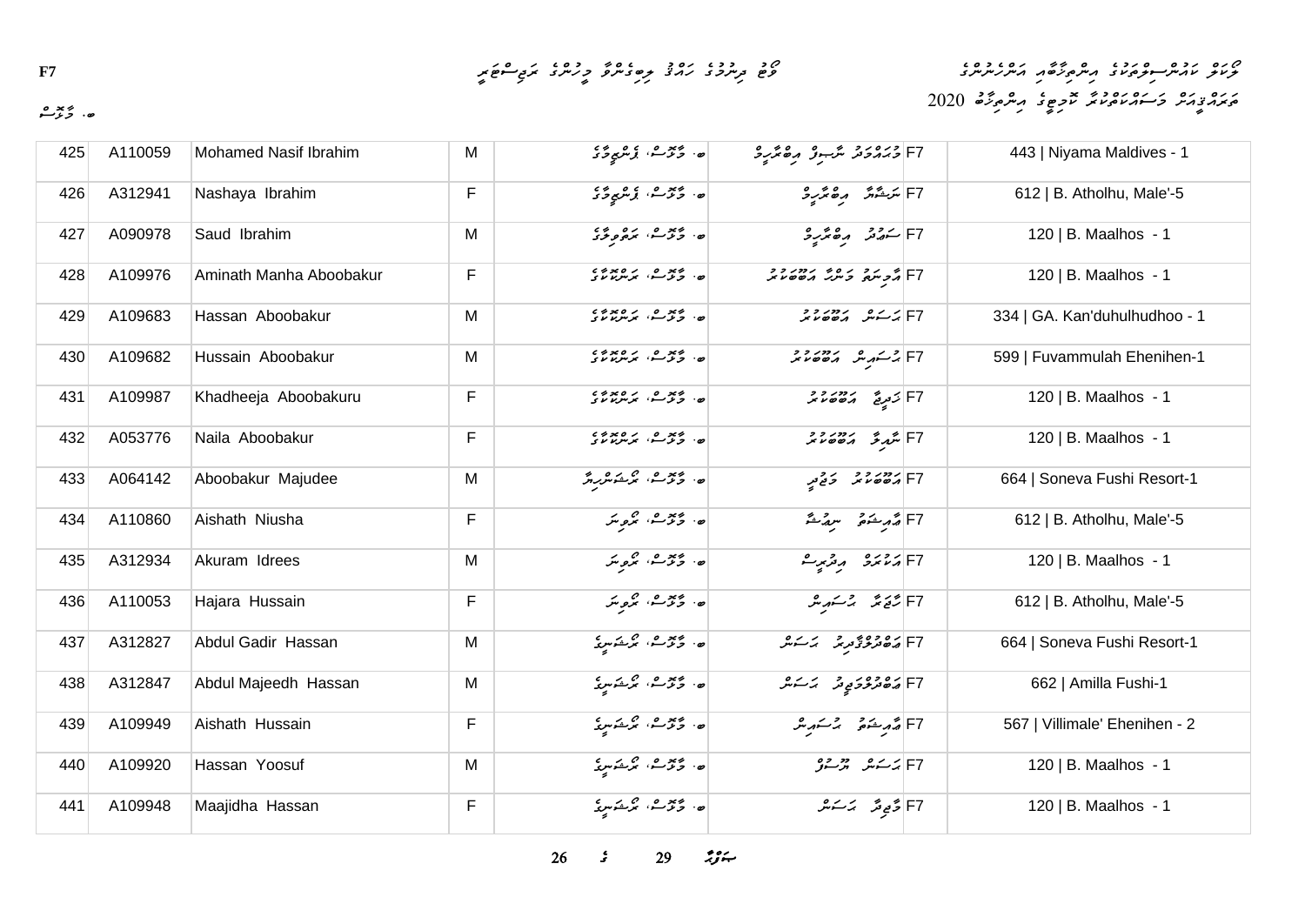| 425 | A110059 | Mohamed Nasif Ibrahim | M | ބ. މާޅޮސް، ފެންޖިމާގެ | F7 މުޙައްމަދު ނާޞިފު އިބްރާހީމް | 443 \| Niyama Maldives - 1 |
|---|---|---|---|---|---|---|
| 426 | A312941 | Nashaya Ibrahim | F | ބ. މާޅޮސް، ފެންޖިމާގެ | F7 ނަޝާޔާ އިބްރާހީމް | 612 \| B. Atholhu, Male'-5 |
| 427 | A090978 | Saud Ibrahim | M | ބ. މާޅޮސް، ރަތްވިލާގެ | F7 ސައުދު އިބްރާހީމް | 120 \| B. Maalhos - 1 |
| 428 | A109976 | Aminath Manha Aboobakur | F | ބ. މާޅޮސް، ރަންނަބަނޑުގެ | F7 އާމިނަތު މަންހާ އަބޫބަކުރު | 120 \| B. Maalhos - 1 |
| 429 | A109683 | Hassan Aboobakur | M | ބ. މާޅޮސް، ރަންނަބަނޑުގެ | F7 ހަސަން އަބޫބަކުރު | 334 \| GA. Kan'duhulhudhoo - 1 |
| 430 | A109682 | Hussain Aboobakur | M | ބ. މާޅޮސް، ރަންނަބަނޑުގެ | F7 ހުސައިން އަބޫބަކުރު | 599 \| Fuvammulah Ehenihen-1 |
| 431 | A109987 | Khadheeja Aboobakuru | F | ބ. މާޅޮސް، ރަންނަބަނޑުގެ | F7 ޚަދީޖާ އަބޫބަކުރު | 120 \| B. Maalhos - 1 |
| 432 | A053776 | Naila Aboobakur | F | ބ. މާޅޮސް، ރަންނަބަނޑުގެ | F7 ނާއިލާ އަބޫބަކުރު | 120 \| B. Maalhos - 1 |
| 433 | A064142 | Aboobakur Majudee | M | ބ. މާޅޮސް، ރޯޝަންރިއާ | F7 އަބޫބަކުރު މަޖުދީ | 664 \| Soneva Fushi Resort-1 |
| 434 | A110860 | Aishath Niusha | F | ބ. މާޅޮސް، ރޯވިނަ | F7 އާއިޝަތު ނިއުޝާ | 612 \| B. Atholhu, Male'-5 |
| 435 | A312934 | Akuram Idrees | M | ބ. މާޅޮސް، ރޯވިނަ | F7 އަކުރަމް އިދްރީސް | 120 \| B. Maalhos - 1 |
| 436 | A110053 | Hajara Hussain | F | ބ. މާޅޮސް، ރޯވިނަ | F7 ހާޖަރާ ހުސައިން | 612 \| B. Atholhu, Male'-5 |
| 437 | A312827 | Abdul Gadir Hassan | M | ބ. މާޅޮސް، ރޯޝަނީގެ | F7 އަބްދުލްޤާދިރު ހަސަން | 664 \| Soneva Fushi Resort-1 |
| 438 | A312847 | Abdul Majeedh Hassan | M | ބ. މާޅޮސް، ރޯޝަނީގެ | F7 އަބްދުލްމަޖީދު ހަސަން | 662 \| Amilla Fushi-1 |
| 439 | A109949 | Aishath Hussain | F | ބ. މާޅޮސް، ރޯޝަނީގެ | F7 އާއިޝަތު ހުސައިން | 567 \| Villimale' Ehenihen - 2 |
| 440 | A109920 | Hassan Yoosuf | M | ބ. މާޅޮސް، ރޯޝަނީގެ | F7 ހަސަން ޔޫސުފު | 120 \| B. Maalhos - 1 |
| 441 | A109948 | Maajidha Hassan | F | ބ. މާޅޮސް، ރޯޝަނީގެ | F7 މާޖިދާ ހަސަން | 120 \| B. Maalhos - 1 |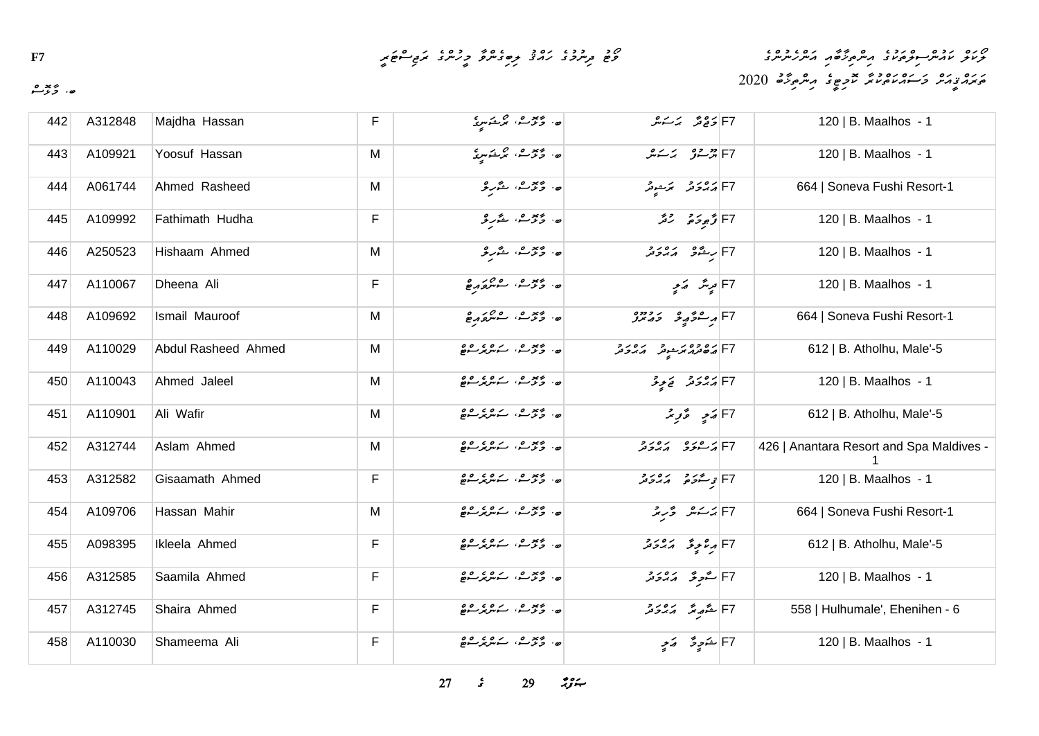| 442 | A312848 | Majdha Hassan | F | ھ. މާޅޮސް، ރޯޝަނީގެ | F7 މަޖްދާ ހަސަން | 120 \| B. Maalhos - 1 |
|---|---|---|---|---|---|---|
| 443 | A109921 | Yoosuf Hassan | M | ھ. މާޅޮސް، ރޯޝަނީގެ | F7 ޔޫސުފް ހަސަން | 120 \| B. Maalhos - 1 |
| 444 | A061744 | Ahmed Rasheed | M | ھ. މާޅޮސް، ޝާރިވް | F7 އަޙްމަދު ރަޝީދު | 664 \| Soneva Fushi Resort-1 |
| 445 | A109992 | Fathimath Hudha | F | ھ. މާޅޮސް، ޝާރިވް | F7 ފާތިމަތު ހުދާ | 120 \| B. Maalhos - 1 |
| 446 | A250523 | Hishaam Ahmed | M | ھ. މާޅޮސް، ޝާރިވް | F7 ހިޝާމް އަޙްމަދު | 120 \| B. Maalhos - 1 |
| 447 | A110067 | Dheena Ali | F | ھ. މާޅޮސް، ސަންވިއުލް | F7 ދީނާ އަލި | 120 \| B. Maalhos - 1 |
| 448 | A109692 | Ismail Mauroof | M | ھ. މާޅޮސް، ސަންވިއުލް | F7 އިސްމާޢީލް މައުރޫފް | 664 \| Soneva Fushi Resort-1 |
| 449 | A110029 | Abdul Rasheed Ahmed | M | ھ. މާޅޮސް، ސަންރައިސް | F7 އަބްދުލްރަޝީދު އަޙްމަދު | 612 \| B. Atholhu, Male'-5 |
| 450 | A110043 | Ahmed Jaleel | M | ھ. މާޅޮސް، ސަންރައިސް | F7 އަޙްމަދު ޖަލީލް | 120 \| B. Maalhos - 1 |
| 451 | A110901 | Ali Wafir | M | ھ. މާޅޮސް، ސަންރައިސް | F7 އަލި ވާފިރު | 612 \| B. Atholhu, Male'-5 |
| 452 | A312744 | Aslam Ahmed | M | ھ. މާޅޮސް، ސަންރައިސް | F7 އަސްލަމް އަޙްމަދު | 426 \| Anantara Resort and Spa Maldives - 1 |
| 453 | A312582 | Gisaamath Ahmed | F | ھ. މާޅޮސް، ސަންރައިސް | F7 ގިސާމަތު އަޙްމަދު | 120 \| B. Maalhos - 1 |
| 454 | A109706 | Hassan Mahir | M | ھ. މާޅޮސް، ސަންރައިސް | F7 ހަސަން މާހިރު | 664 \| Soneva Fushi Resort-1 |
| 455 | A098395 | Ikleela Ahmed | F | ھ. މާޅޮސް، ސަންރައިސް | F7 އިކްލީލާ އަޙްމަދު | 612 \| B. Atholhu, Male'-5 |
| 456 | A312585 | Saamila Ahmed | F | ھ. މާޅޮސް، ސަންރައިސް | F7 ސާމިލާ އަޙްމަދު | 120 \| B. Maalhos - 1 |
| 457 | A312745 | Shaira Ahmed | F | ھ. މާޅޮސް، ސަންރައިސް | F7 ޝާއިރާ އަޙްމަދު | 558 \| Hulhumale', Ehenihen - 6 |
| 458 | A110030 | Shameema Ali | F | ھ. މާޅޮސް، ސަންރައިސް | F7 ޝަމީމާ އަލި | 120 \| B. Maalhos - 1 |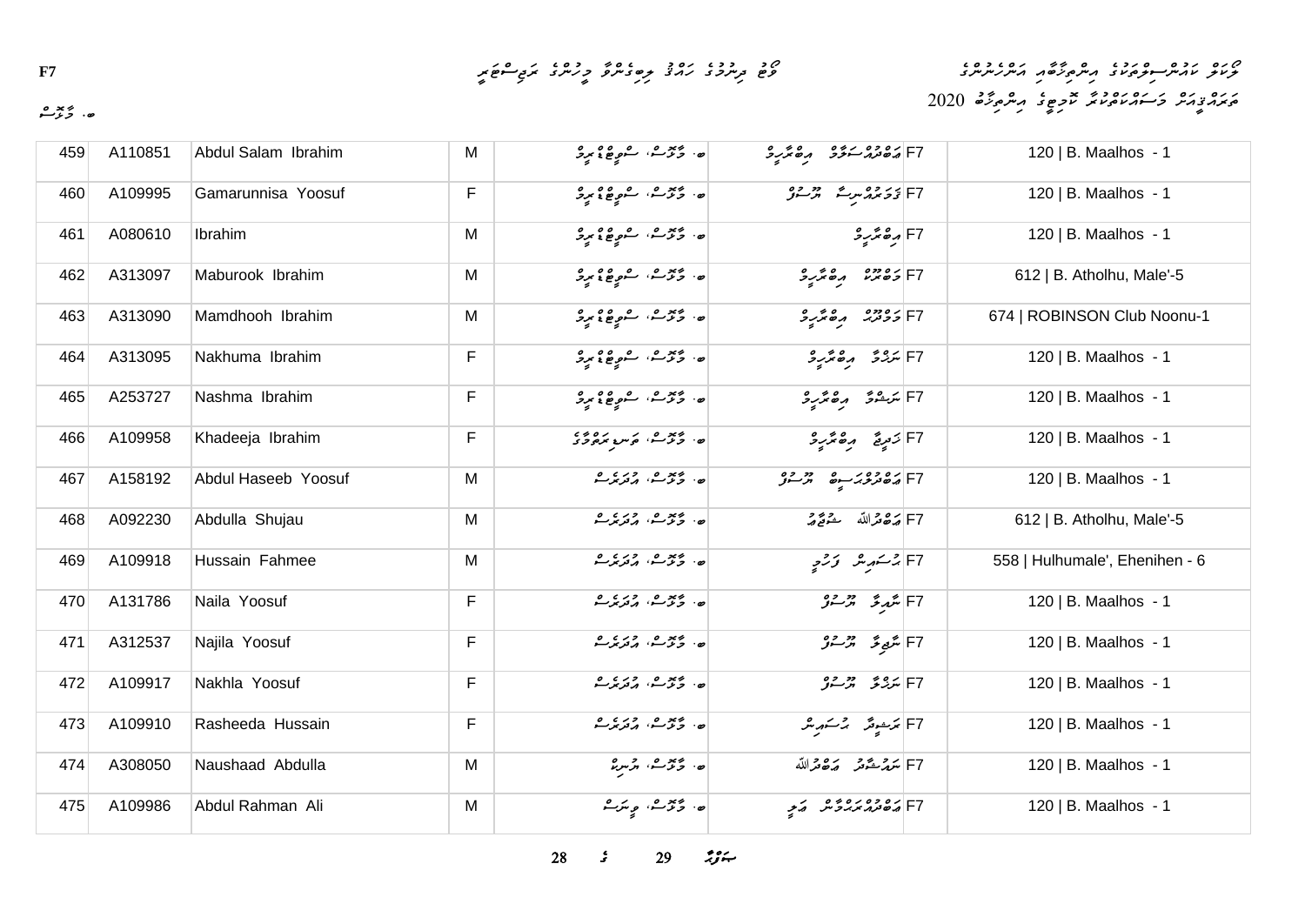| 459 | A110851 | Abdul Salam Ibrahim | M | ޅ. މާޅޮސް، ސުވިއްޒެރިލް | F7 އަބްދުލްސަލާމް އިބްރާހިމް | 120 \| B. Maalhos - 1 |
|---|---|---|---|---|---|---|
| 460 | A109995 | Gamarunnisa Yoosuf | F | ޅ. މާޅޮސް، ސުވިއްޒެރިލް | F7 ގަމަރުންނިސާ ޔޫސުފް | 120 \| B. Maalhos - 1 |
| 461 | A080610 | Ibrahim | M | ޅ. މާޅޮސް، ސުވިއްޒެރިލް | F7 އިބްރާހިމް | 120 \| B. Maalhos - 1 |
| 462 | A313097 | Maburook Ibrahim | M | ޅ. މާޅޮސް، ސުވިއްޒެރިލް | F7 މަބްރޫކް އިބްރާހިމް | 612 \| B. Atholhu, Male'-5 |
| 463 | A313090 | Mamdhooh Ibrahim | M | ޅ. މާޅޮސް، ސުވިއްޒެރިލް | F7 މަމްދޫޙް އިބްރާހިމް | 674 \| ROBINSON Club Noonu-1 |
| 464 | A313095 | Nakhuma Ibrahim | F | ޅ. މާޅޮސް، ސުވިއްޒެރިލް | F7 ނަޚުމާ އިބްރާހިމް | 120 \| B. Maalhos - 1 |
| 465 | A253727 | Nashma Ibrahim | F | ޅ. މާޅޮސް، ސުވިއްޒެރިލް | F7 ނަޝްމާ އިބްރާހިމް | 120 \| B. Maalhos - 1 |
| 466 | A109958 | Khadeeja Ibrahim | F | ޅ. މާޅޮސް، ތަނބުރުމާގެ | F7 ޚަދީޖާ އިބްރާހިމް | 120 \| B. Maalhos - 1 |
| 467 | A158192 | Abdul Haseeb Yoosuf | M | ޅ. މާޅޮސް، އުދަރެސް | F7 އަބްދުލްޙަސީބު ޔޫސުފް | 120 \| B. Maalhos - 1 |
| 468 | A092230 | Abdulla Shujau | M | ޅ. މާޅޮސް، އުދަރެސް | F7 އަބްދުﷲ ޝުޖާޢު | 612 \| B. Atholhu, Male'-5 |
| 469 | A109918 | Hussain Fahmee | M | ޅ. މާޅޮސް، އުދަރެސް | F7 ހުސައިން ފަހުމީ | 558 \| Hulhumale', Ehenihen - 6 |
| 470 | A131786 | Naila Yoosuf | F | ޅ. މާޅޮސް، އުދަރެސް | F7 ނާއިލާ ޔޫސުފް | 120 \| B. Maalhos - 1 |
| 471 | A312537 | Najila Yoosuf | F | ޅ. މާޅޮސް، އުދަރެސް | F7 ނާޖިލާ ޔޫސުފް | 120 \| B. Maalhos - 1 |
| 472 | A109917 | Nakhla Yoosuf | F | ޅ. މާޅޮސް، އުދަރެސް | F7 ނަޚްލާ ޔޫސުފް | 120 \| B. Maalhos - 1 |
| 473 | A109910 | Rasheeda Hussain | F | ޅ. މާޅޮސް، އުދަރެސް | F7 ރަޝީދާ ހުސައިން | 120 \| B. Maalhos - 1 |
| 474 | A308050 | Naushaad Abdulla | M | ޅ. މާޅޮސް، އުނިރު | F7 ނައުޝާދު އަބްދުﷲ | 120 \| B. Maalhos - 1 |
| 475 | A109986 | Abdul Rahman Ali | M | ޅ. މާޅޮސް، ވިނަސް | F7 އަބްދުއްރަޙްމާން އަލި | 120 \| B. Maalhos - 1 |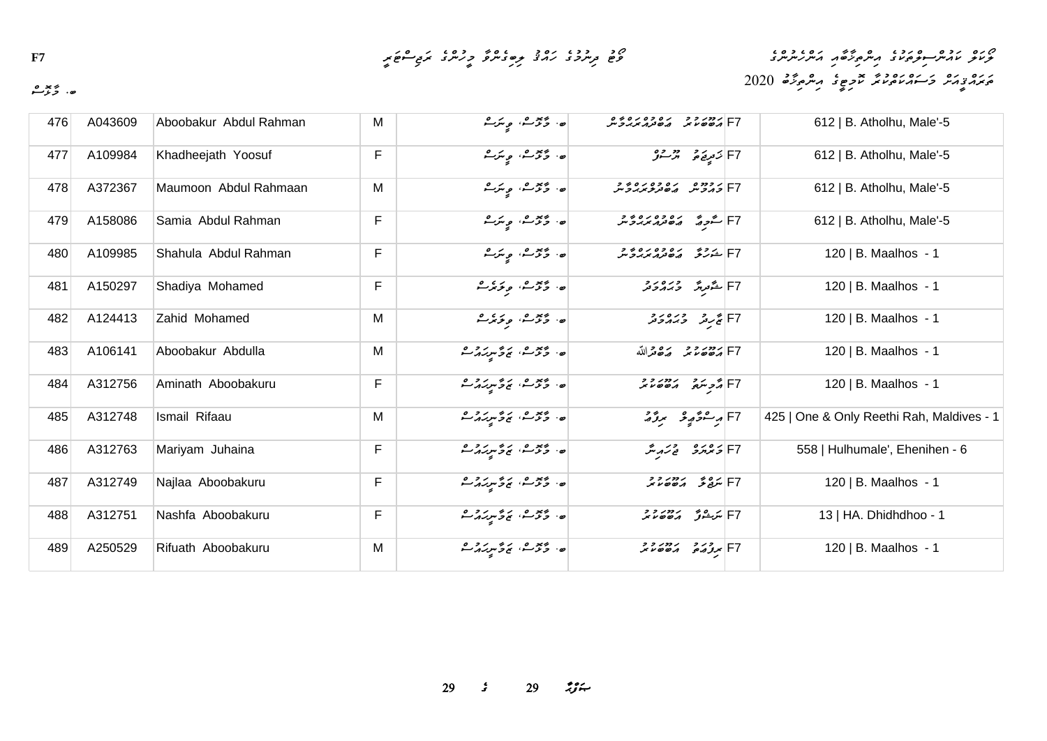| | | | | | | |
|---|---|---|---|---|---|---|
| 476 | A043609 | Aboobakur Abdul Rahman | M | ބ. މާޅޮސް، ވިނަސް | F7 އަބޫބަކުރު އަބްދުއްރަޙްމާން | 612 \| B. Atholhu, Male'-5 |
| 477 | A109984 | Khadheejath Yoosuf | F | ބ. މާޅޮސް، ވިނަސް | F7 ހަދީޖަތު ޔޫސުފު | 612 \| B. Atholhu, Male'-5 |
| 478 | A372367 | Maumoon Abdul Rahmaan | M | ބ. މާޅޮސް، ވިނަސް | F7 މައުމޫން އަބްދުއްރަޙްމާން | 612 \| B. Atholhu, Male'-5 |
| 479 | A158086 | Samia Abdul Rahman | F | ބ. މާޅޮސް، ވިނަސް | F7 ސާމިޔާ އަބްދުއްރަޙްމާން | 612 \| B. Atholhu, Male'-5 |
| 480 | A109985 | Shahula Abdul Rahman | F | ބ. މާޅޮސް، ވިނަސް | F7 ޝަހުލާ އަބްދުއްރަޙްމާން | 120 \| B. Maalhos - 1 |
| 481 | A150297 | Shadiya Mohamed | F | ބ. މާޅޮސް، ވިލަރޭސް | F7 ޝާދިޔާ މުޙައްމަދު | 120 \| B. Maalhos - 1 |
| 482 | A124413 | Zahid Mohamed | M | ބ. މާޅޮސް، ވިލަރޭސް | F7 ޒާހިދު މުޙައްމަދު | 120 \| B. Maalhos - 1 |
| 483 | A106141 | Aboobakur Abdulla | M | ބ. މާޅޮސް، ޖަވާހިރުގެސް | F7 އަބޫބަކުރު އަބްދުﷲ | 120 \| B. Maalhos - 1 |
| 484 | A312756 | Aminath Aboobakuru | F | ބ. މާޅޮސް، ޖަވާހިރުގެސް | F7 އާމިނަތު އަބޫބަކުރު | 120 \| B. Maalhos - 1 |
| 485 | A312748 | Ismail Rifaau | M | ބ. މާޅޮސް، ޖަވާހިރުގެސް | F7 އިސްމާޢީލް ރިފާއު | 425 \| One & Only Reethi Rah, Maldives - 1 |
| 486 | A312763 | Mariyam Juhaina | F | ބ. މާޅޮސް، ޖަވާހިރުގެސް | F7 މަރިޔަމް ޖުހައިނާ | 558 \| Hulhumale', Ehenihen - 6 |
| 487 | A312749 | Najlaa Aboobakuru | F | ބ. މާޅޮސް، ޖަވާހިރުގެސް | F7 ނަޖްލާ އަބޫބަކުރު | 120 \| B. Maalhos - 1 |
| 488 | A312751 | Nashfa Aboobakuru | F | ބ. މާޅޮސް، ޖަވާހިރުގެސް | F7 ނަޝްފާ އަބޫބަކުރު | 13 \| HA. Dhidhdhoo - 1 |
| 489 | A250529 | Rifuath Aboobakuru | M | ބ. މާޅޮސް، ޖަވާހިރުގެސް | F7 ރިފުޢަތު އަބޫބަކުރު | 120 \| B. Maalhos - 1 |